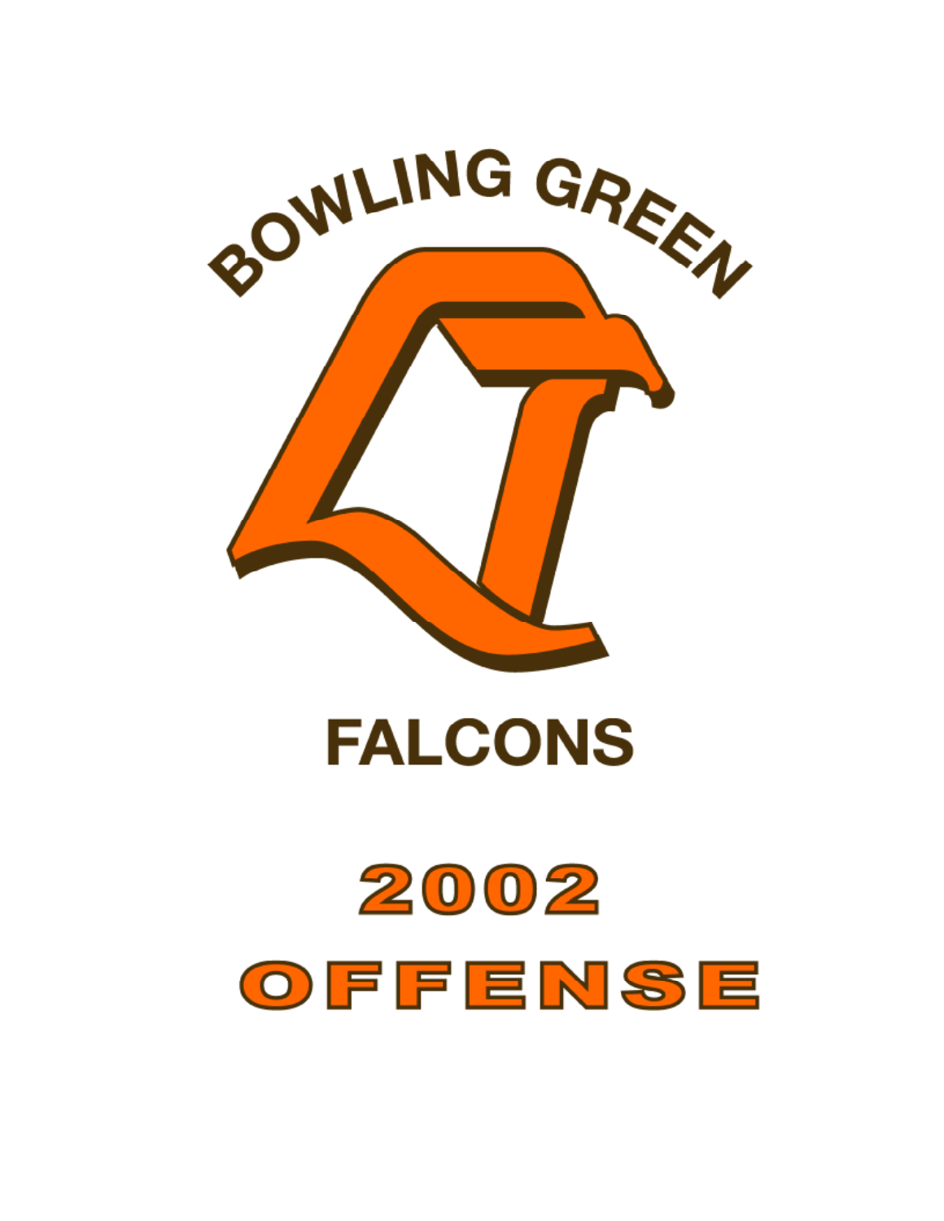BOWLING GREEN

FALCONS

# 2002

# OFFENSE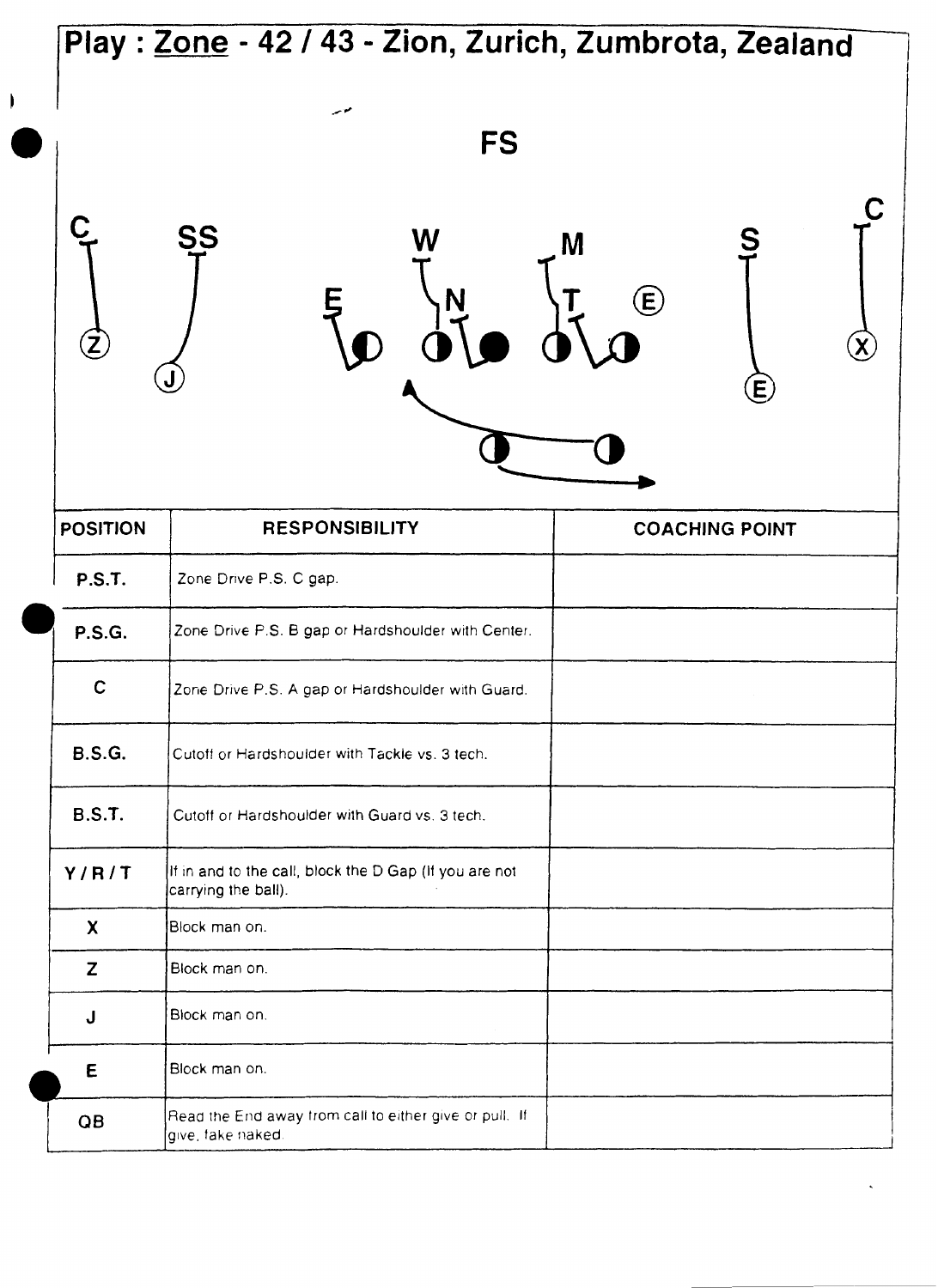# Play : Zone - 42 / 43 - Zion, Zurich, Zumbrota, Zealand

| POSITION | RESPONSIBILITY | COACHING POINT |
| --- | --- | --- |
| P.S.T. | Zone Drive P.S. C gap. | |
| P.S.G. | Zone Drive P.S. B gap or Hardshoulder with Center. | |
| C | Zone Drive P.S. A gap or Hardshoulder with Guard. | |
| B.S.G. | Cutoff or Hardshoulder with Tackle vs. 3 tech. | |
| B.S.T. | Cutoff or Hardshoulder with Guard vs. 3 tech. | |
| Y / R / T | If in and to the call, block the D Gap (If you are not carrying the ball). | |
| X | Block man on. | |
| Z | Block man on. | |
| J | Block man on. | |
| E | Block man on. | |
| QB | Read the End away from call to either give or pull. If give, fake naked. | |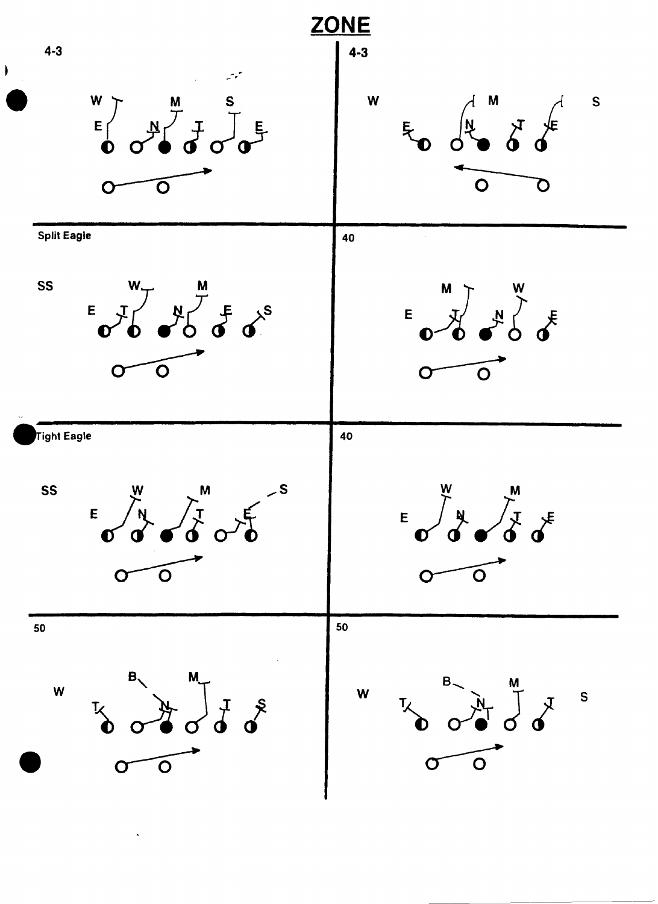# ZONE

4-3

W M S

E N T E

4-3

W M S

E N T E

Split Eagle

SS W M

E T N E S

40

M W

E T N E

Tight Eagle

SS W M S

E N T E

40

W M

E N T E

50

B M

W

T N T S

50

B M

W S

T N T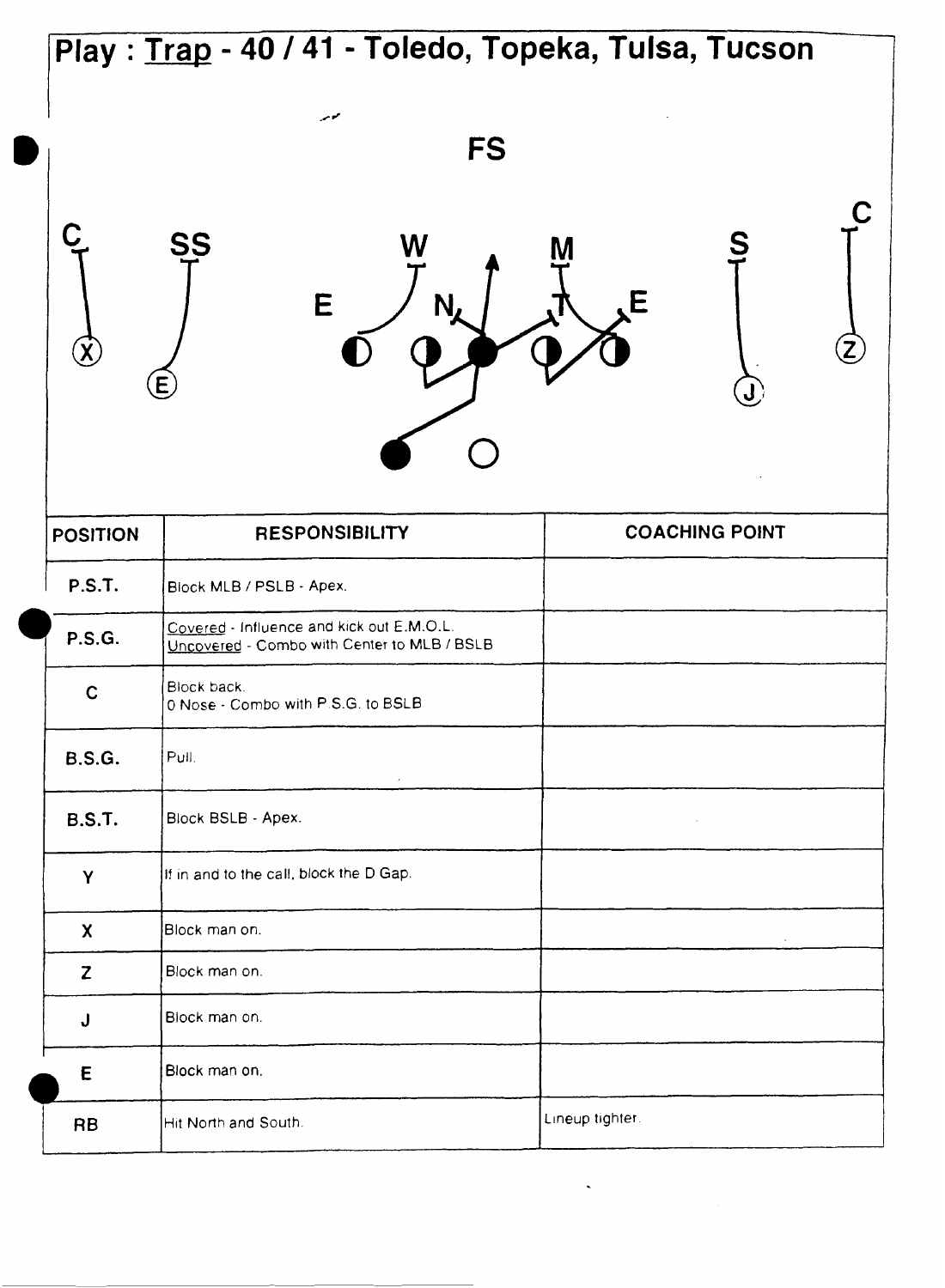# Play : Trap - 40 / 41 - Toledo, Topeka, Tulsa, Tucson

| POSITION | RESPONSIBILITY | COACHING POINT |
| --- | --- | --- |
| P.S.T. | Block MLB / PSLB - Apex. | |
| P.S.G. | Covered - Influence and kick out E.M.O.L.<br>Uncovered - Combo with Center to MLB / BSLB | |
| C | Block back.<br>0 Nose - Combo with P.S.G. to BSLB | |
| B.S.G. | Pull. | |
| B.S.T. | Block BSLB - Apex. | |
| Y | If in and to the call, block the D Gap. | |
| X | Block man on. | |
| Z | Block man on. | |
| J | Block man on. | |
| E | Block man on. | |
| RB | Hit North and South. | Lineup tighter. |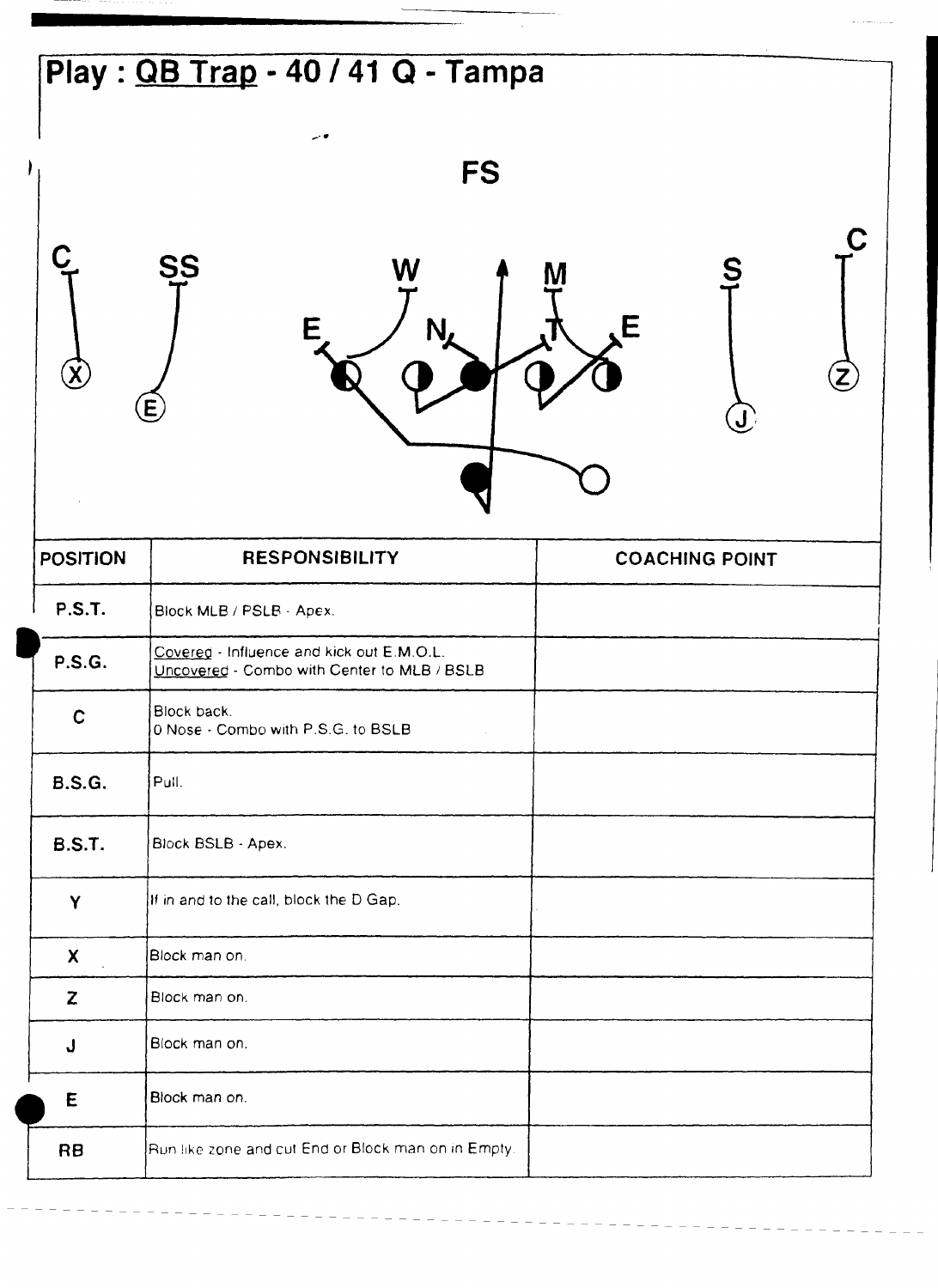# Play : QB Trap - 40 / 41 Q - Tampa

| POSITION | RESPONSIBILITY | COACHING POINT |
| --- | --- | --- |
| P.S.T. | Block MLB / PSLB - Apex. | |
| P.S.G. | Covered - Influence and kick out E.M.O.L.<br>Uncovered - Combo with Center to MLB / BSLB | |
| C | Block back.<br>0 Nose - Combo with P.S.G. to BSLB | |
| B.S.G. | Pull. | |
| B.S.T. | Block BSLB - Apex. | |
| Y | If in and to the call, block the D Gap. | |
| X | Block man on. | |
| Z | Block man on. | |
| J | Block man on. | |
| E | Block man on. | |
| RB | Run like zone and cut End or Block man on in Empty. | |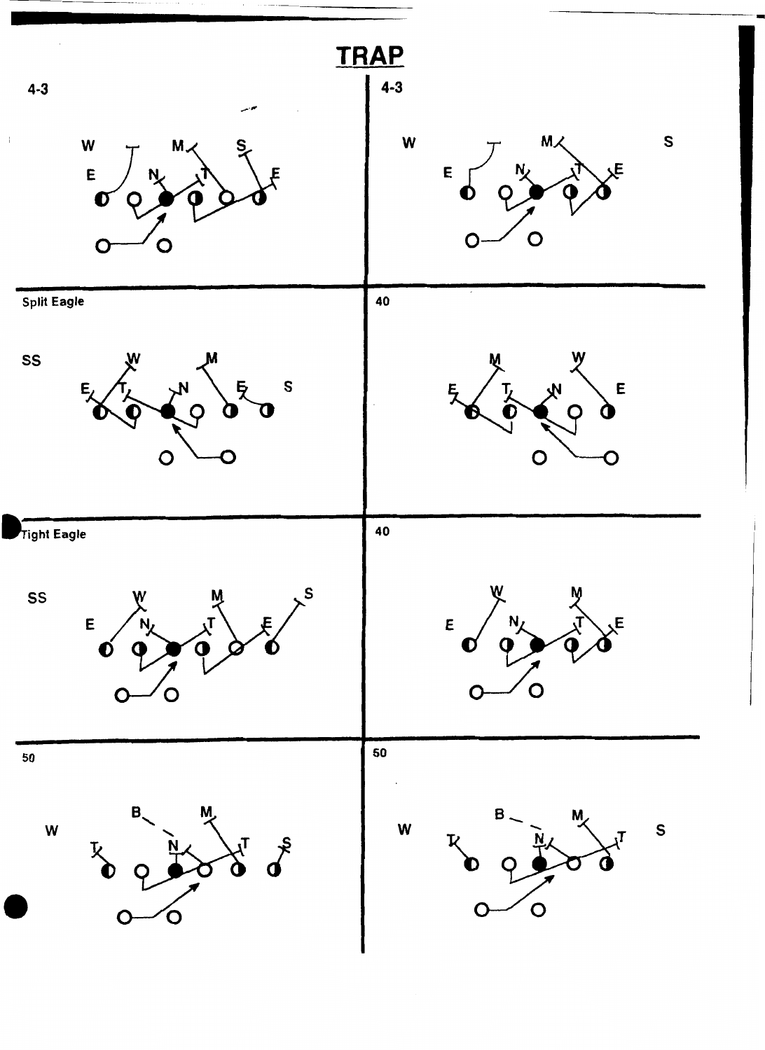# TRAP

4-3

W M S
E N T E

4-3

W M S
E N T E

Split Eagle

SS W M
E T N E S

40

M W
E T N E

Tight Eagle

SS W M S
E N T E

40

W M
E N T E

50

W B M
T N T S

50

W B M S
T N T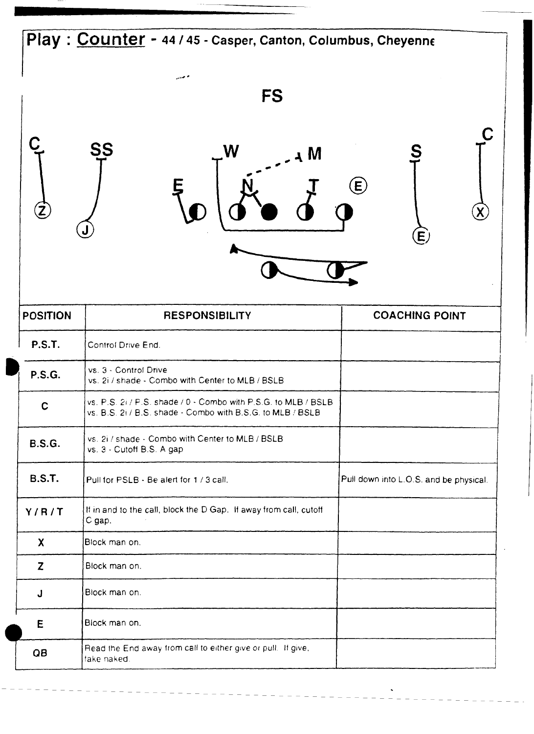# Play : Counter - 44 / 45 - Casper, Canton, Columbus, Cheyenne

| POSITION | RESPONSIBILITY | COACHING POINT |
| --- | --- | --- |
| P.S.T. | Control Drive End. | |
| P.S.G. | vs. 3 - Control Drive<br>vs. 2i / shade - Combo with Center to MLB / BSLB | |
| C | vs. P.S. 2i / P.S. shade / 0 - Combo with P.S.G. to MLB / BSLB<br>vs. B.S. 2i / B.S. shade - Combo with B.S.G. to MLB / BSLB | |
| B.S.G. | vs. 2i / shade - Combo with Center to MLB / BSLB<br>vs. 3 - Cutoff B.S. A gap | |
| B.S.T. | Pull for PSLB - Be alert for 1 / 3 call. | Pull down into L.O.S. and be physical. |
| Y / R / T | If in and to the call, block the D Gap. If away from call, cutoff C gap. | |
| X | Block man on. | |
| Z | Block man on. | |
| J | Block man on. | |
| E | Block man on. | |
| QB | Read the End away from call to either give or pull. If give, fake naked. | |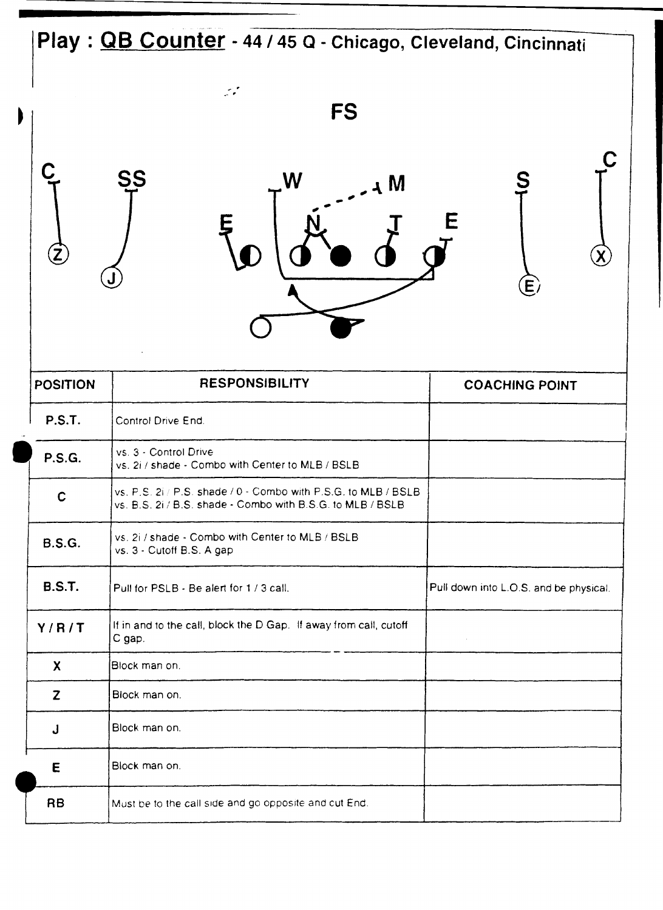# Play : QB Counter - 44 / 45 Q - Chicago, Cleveland, Cincinnati

FS

C SS W M S C

E N T E

Z J E X

| POSITION | RESPONSIBILITY | COACHING POINT |
| --- | --- | --- |
| P.S.T. | Control Drive End. | |
| P.S.G. | vs. 3 - Control Drive<br>vs. 2i / shade - Combo with Center to MLB / BSLB | |
| C | vs. P.S. 2i / P.S. shade / 0 - Combo with P.S.G. to MLB / BSLB<br>vs. B.S. 2i / B.S. shade - Combo with B.S.G. to MLB / BSLB | |
| B.S.G. | vs. 2i / shade - Combo with Center to MLB / BSLB<br>vs. 3 - Cutoff B.S. A gap | |
| B.S.T. | Pull for PSLB - Be alert for 1 / 3 call. | Pull down into L.O.S. and be physical. |
| Y / R / T | If in and to the call, block the D Gap. If away from call, cutoff C gap. | |
| X | Block man on. | |
| Z | Block man on. | |
| J | Block man on. | |
| E | Block man on. | |
| RB | Must be to the call side and go opposite and cut End. | |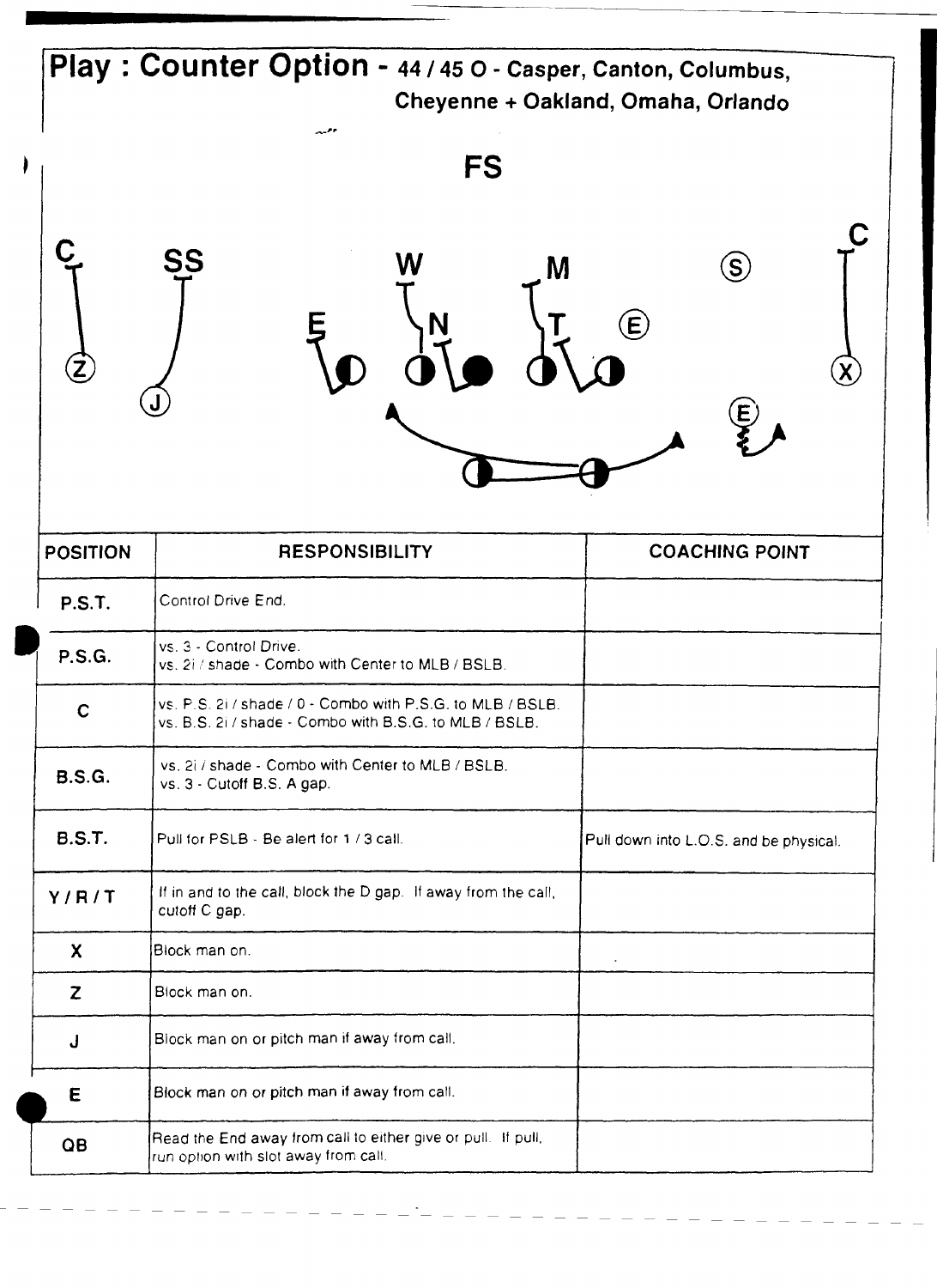# Play : Counter Option - 44 / 45 O - Casper, Canton, Columbus, Cheyenne + Oakland, Omaha, Orlando

FS

C SS W M S C

E N T E

Z J X

E

| POSITION | RESPONSIBILITY | COACHING POINT |
|---|---|---|
| P.S.T. | Control Drive End. | |
| P.S.G. | vs. 3 - Control Drive.<br>vs. 2i / shade - Combo with Center to MLB / BSLB. | |
| C | vs. P.S. 2i / shade / 0 - Combo with P.S.G. to MLB / BSLB.<br>vs. B.S. 2i / shade - Combo with B.S.G. to MLB / BSLB. | |
| B.S.G. | vs. 2i / shade - Combo with Center to MLB / BSLB.<br>vs. 3 - Cutoff B.S. A gap. | |
| B.S.T. | Pull for PSLB - Be alert for 1 / 3 call. | Pull down into L.O.S. and be physical. |
| Y / R / T | If in and to the call, block the D gap. If away from the call, cutoff C gap. | |
| X | Block man on. | |
| Z | Block man on. | |
| J | Block man on or pitch man if away from call. | |
| E | Block man on or pitch man if away from call. | |
| QB | Read the End away from call to either give or pull. If pull, run option with slot away from call. | |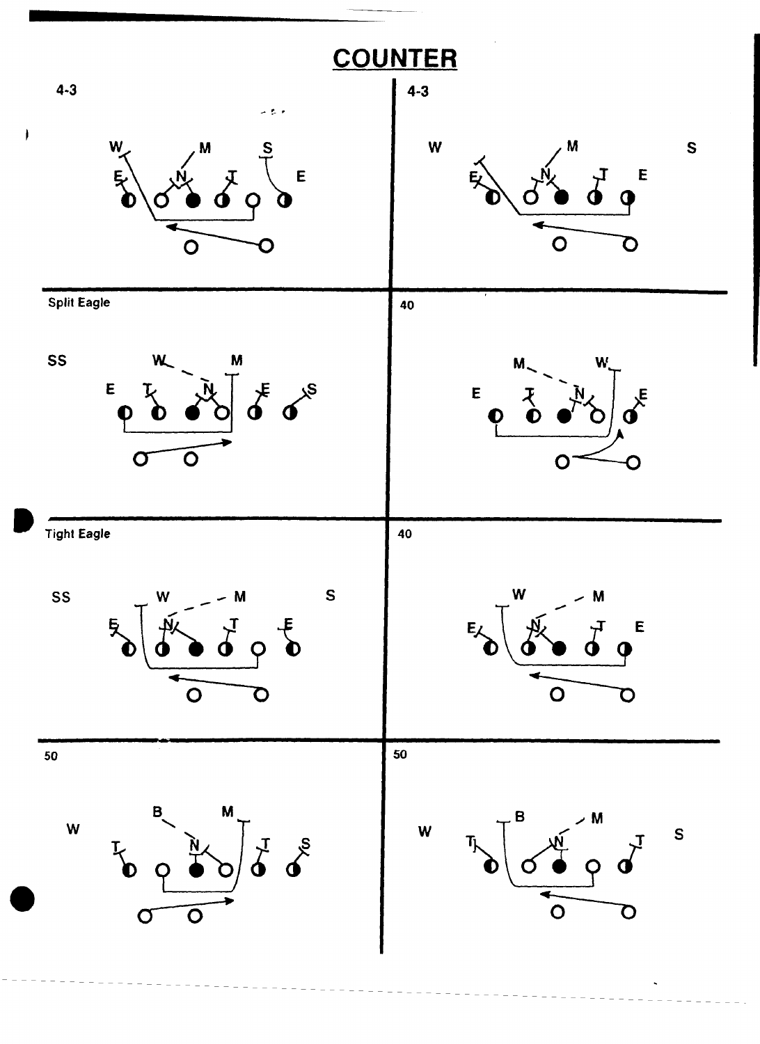# COUNTER

4-3

W M S
E N T E

4-3

W M S
E N T E

Split Eagle

SS W M
E T N E S

40

M W
E T N E

Tight Eagle

SS W M S
E N T E

40

W M
E N T E

50

W B M
T N T S

50

W B M S
T N T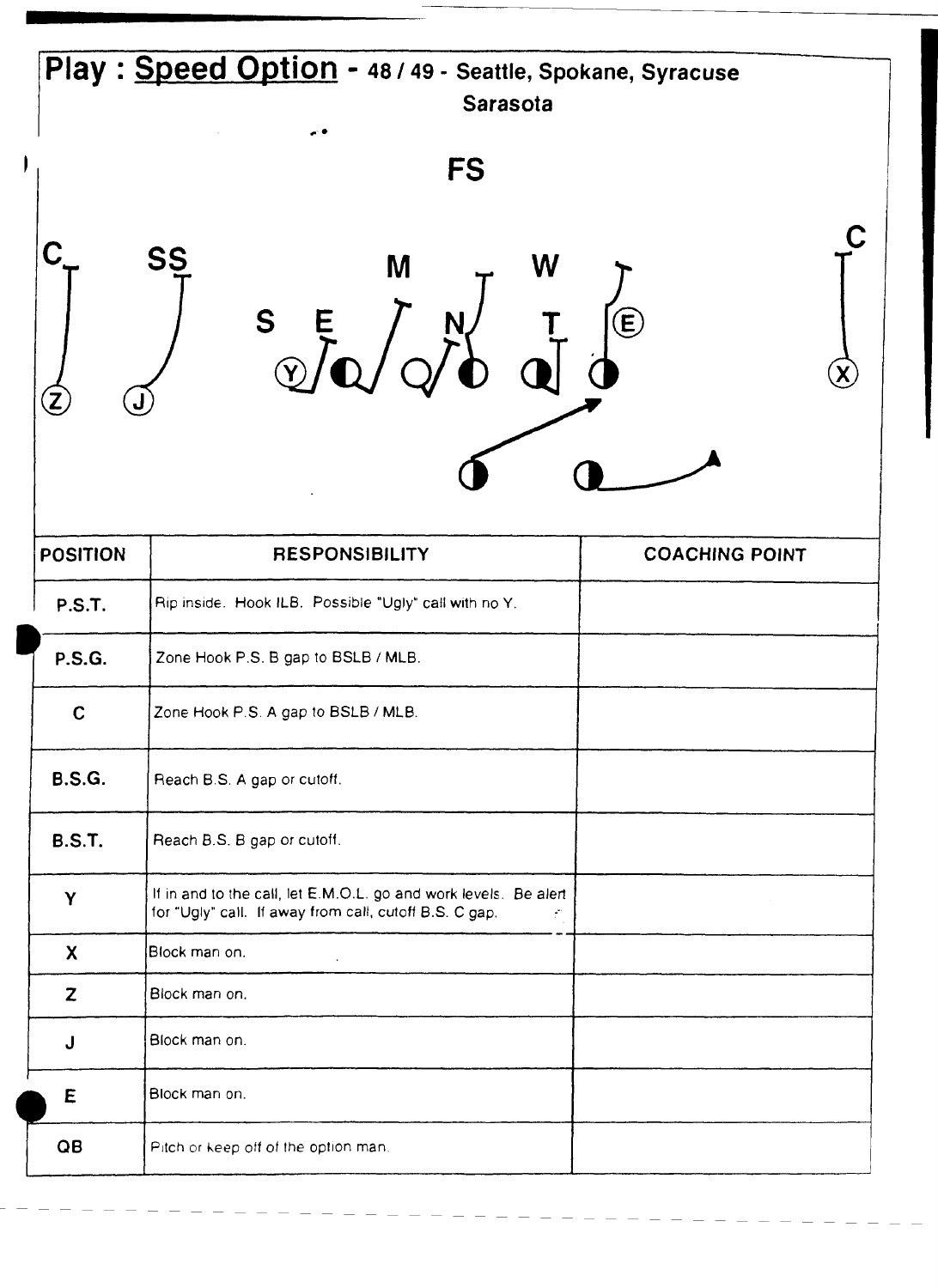# Play : Speed Option - 48 / 49 - Seattle, Spokane, Syracuse Sarasota

| POSITION | RESPONSIBILITY | COACHING POINT |
|---|---|---|
| P.S.T. | Rip inside. Hook ILB. Possible "Ugly" call with no Y. | |
| P.S.G. | Zone Hook P.S. B gap to BSLB / MLB. | |
| C | Zone Hook P.S. A gap to BSLB / MLB. | |
| B.S.G. | Reach B.S. A gap or cutoff. | |
| B.S.T. | Reach B.S. B gap or cutoff. | |
| Y | If in and to the call, let E.M.O.L. go and work levels. Be alert for "Ugly" call. If away from call, cutoff B.S. C gap. | |
| X | Block man on. | |
| Z | Block man on. | |
| J | Block man on. | |
| E | Block man on. | |
| QB | Pitch or keep off of the option man. | |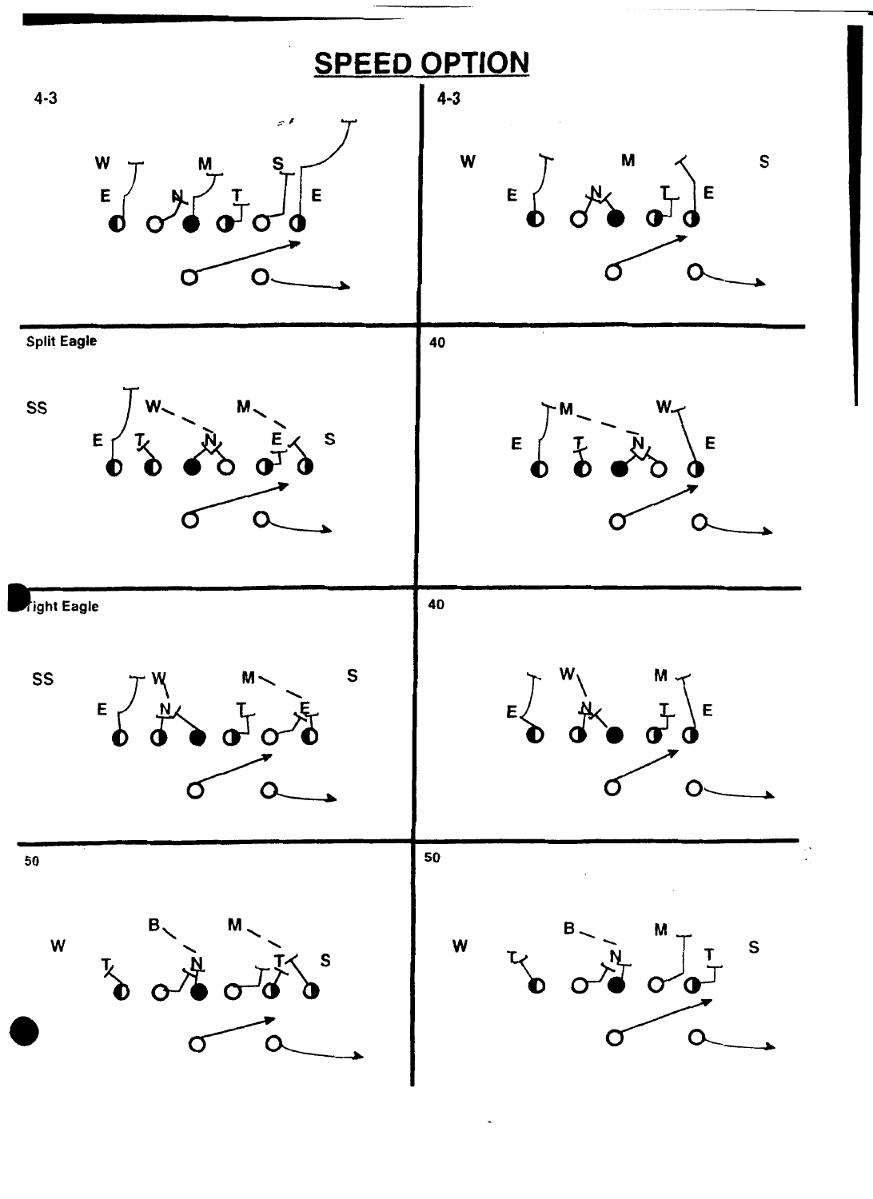# SPEED OPTION

4-3

W M S

E N T E

4-3

W M S

E N T E

Split Eagle

SS W M

E T N E S

40

M W

E T N E

Tight Eagle

SS W M S

E N T E

40

W M

E N T E

50

B M

W

T N T S

50

B M

W T S

T N T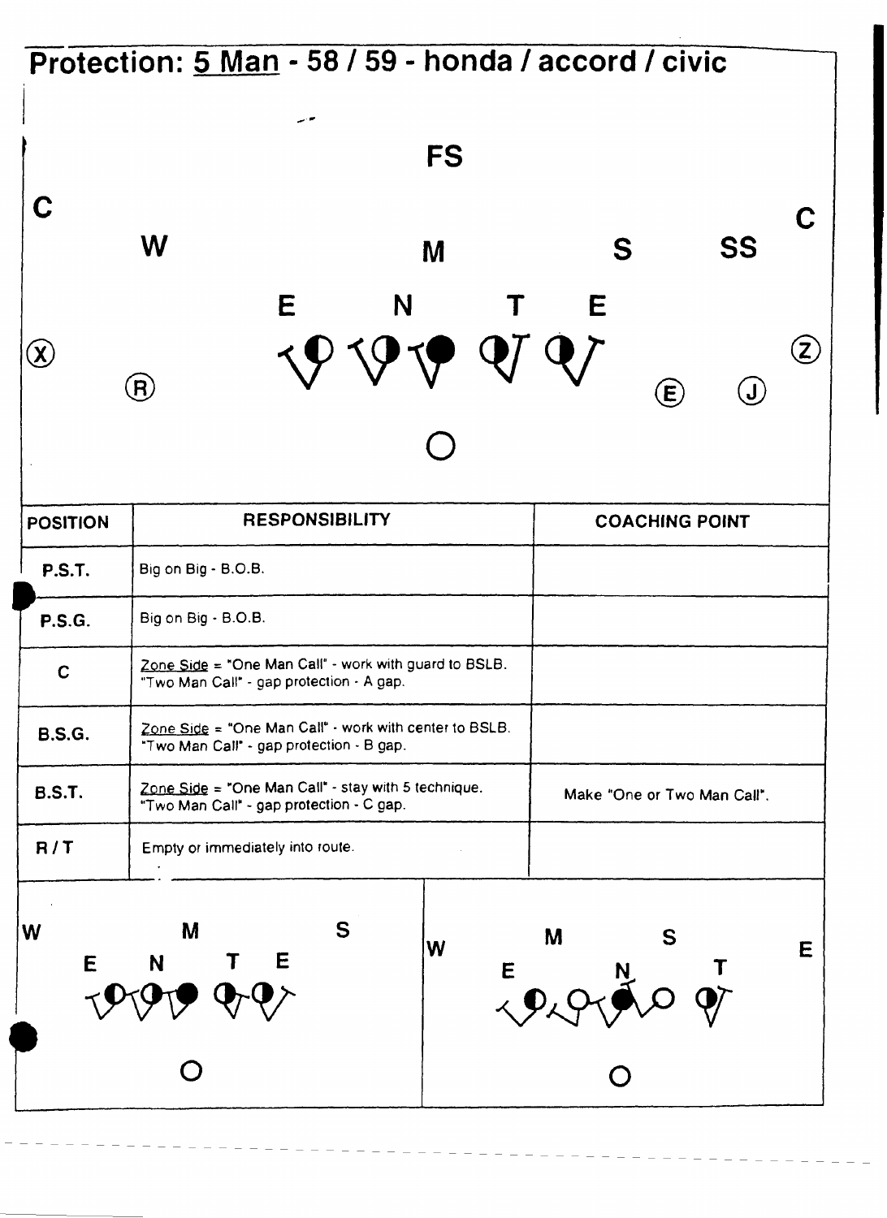# Protection: 5 Man - 58 / 59 - honda / accord / civic

FS

C &nbsp;&nbsp;&nbsp;&nbsp;&nbsp;&nbsp;&nbsp;&nbsp;&nbsp;&nbsp;&nbsp;&nbsp;&nbsp;&nbsp;&nbsp;&nbsp;&nbsp;&nbsp;&nbsp;&nbsp;&nbsp;&nbsp;&nbsp;&nbsp;&nbsp;&nbsp;&nbsp;&nbsp;&nbsp;&nbsp;&nbsp;&nbsp;&nbsp;&nbsp;&nbsp;&nbsp;&nbsp;&nbsp;&nbsp;&nbsp; C

W &nbsp;&nbsp;&nbsp;&nbsp;&nbsp;&nbsp;&nbsp;&nbsp;&nbsp;&nbsp; M &nbsp;&nbsp;&nbsp;&nbsp;&nbsp;&nbsp;&nbsp;&nbsp;&nbsp;&nbsp; S &nbsp;&nbsp;&nbsp;&nbsp; SS

E &nbsp;&nbsp;&nbsp; N &nbsp;&nbsp;&nbsp; T &nbsp;&nbsp;&nbsp; E

(X) &nbsp;&nbsp; (R) &nbsp;&nbsp;&nbsp;&nbsp;&nbsp;&nbsp;&nbsp;&nbsp;&nbsp;&nbsp;&nbsp;&nbsp;&nbsp;&nbsp;&nbsp;&nbsp;&nbsp;&nbsp;&nbsp;&nbsp; (E) &nbsp;&nbsp; (J) &nbsp;&nbsp; (Z)

| POSITION | RESPONSIBILITY | COACHING POINT |
|---|---|---|
| P.S.T. | Big on Big - B.O.B. | |
| P.S.G. | Big on Big - B.O.B. | |
| C | Zone Side = "One Man Call" - work with guard to BSLB. "Two Man Call" - gap protection - A gap. | |
| B.S.G. | Zone Side = "One Man Call" - work with center to BSLB. "Two Man Call" - gap protection - B gap. | |
| B.S.T. | Zone Side = "One Man Call" - stay with 5 technique. "Two Man Call" - gap protection - C gap. | Make "One or Two Man Call". |
| R / T | Empty or immediately into route. | |

W &nbsp;&nbsp;&nbsp; M &nbsp;&nbsp;&nbsp; S
E &nbsp; N &nbsp; T &nbsp; E

W &nbsp;&nbsp;&nbsp; M &nbsp;&nbsp;&nbsp; S &nbsp;&nbsp;&nbsp; E
E &nbsp; N &nbsp; T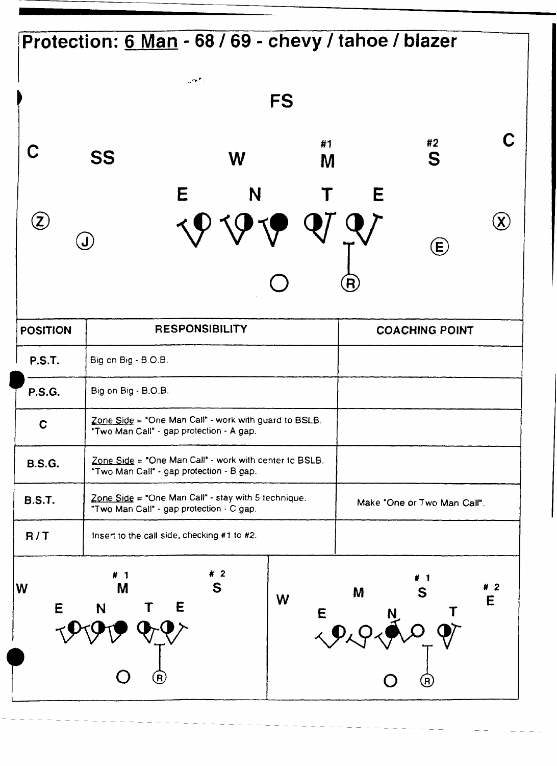# Protection: 6 Man - 68 / 69 - chevy / tahoe / blazer

| POSITION | RESPONSIBILITY | COACHING POINT |
|---|---|---|
| P.S.T. | Big on Big - B.O.B. | |
| P.S.G. | Big on Big - B.O.B. | |
| C | Zone Side = "One Man Call" - work with guard to BSLB. "Two Man Call" - gap protection - A gap. | |
| B.S.G. | Zone Side = "One Man Call" - work with center to BSLB. "Two Man Call" - gap protection - B gap. | |
| B.S.T. | Zone Side = "One Man Call" - stay with 5 technique. "Two Man Call" - gap protection - C gap. | Make "One or Two Man Call". |
| R / T | Insert to the call side, checking #1 to #2. | |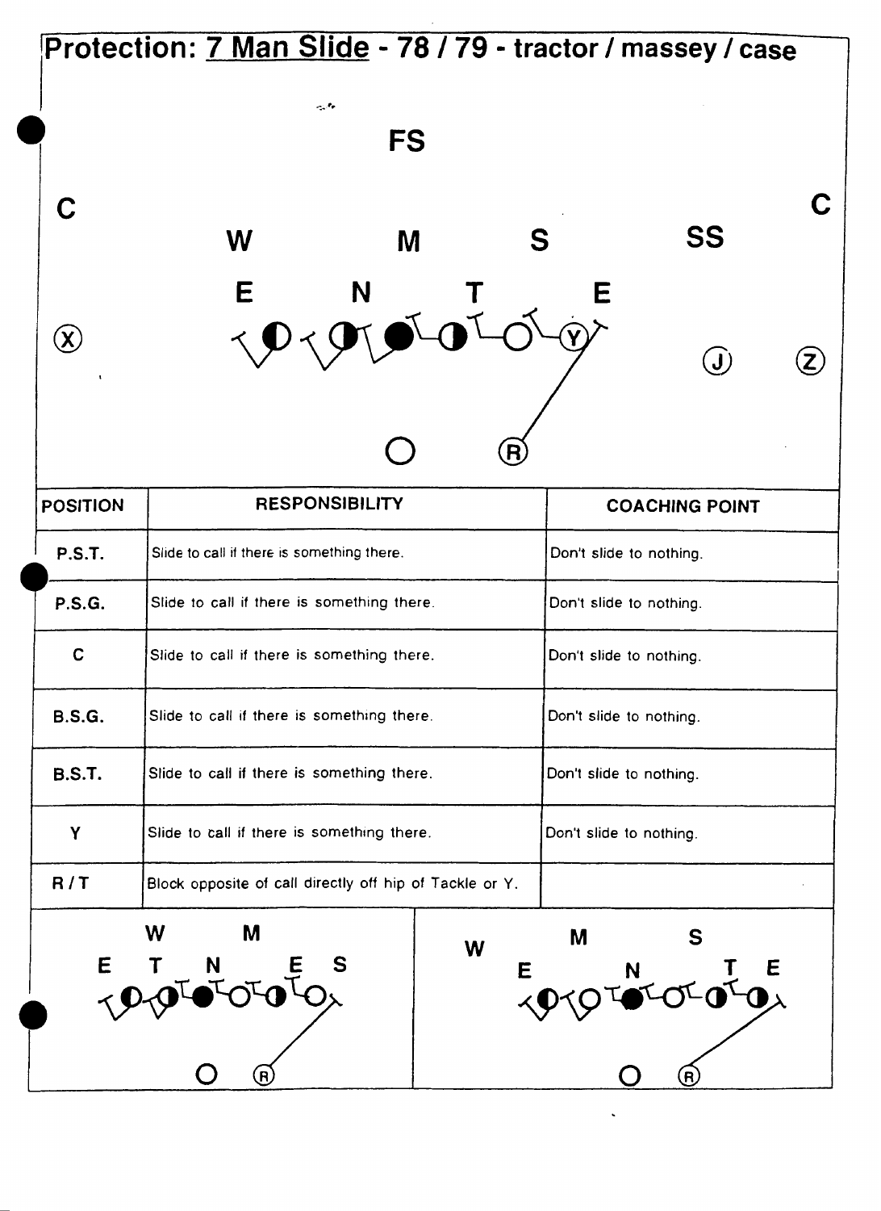# Protection: 7 Man Slide - 78 / 79 - tractor / massey / case

| POSITION | RESPONSIBILITY | COACHING POINT |
|---|---|---|
| P.S.T. | Slide to call if there is something there. | Don't slide to nothing. |
| P.S.G. | Slide to call if there is something there. | Don't slide to nothing. |
| C | Slide to call if there is something there. | Don't slide to nothing. |
| B.S.G. | Slide to call if there is something there. | Don't slide to nothing. |
| B.S.T. | Slide to call if there is something there. | Don't slide to nothing. |
| Y | Slide to call if there is something there. | Don't slide to nothing. |
| R / T | Block opposite of call directly off hip of Tackle or Y. | |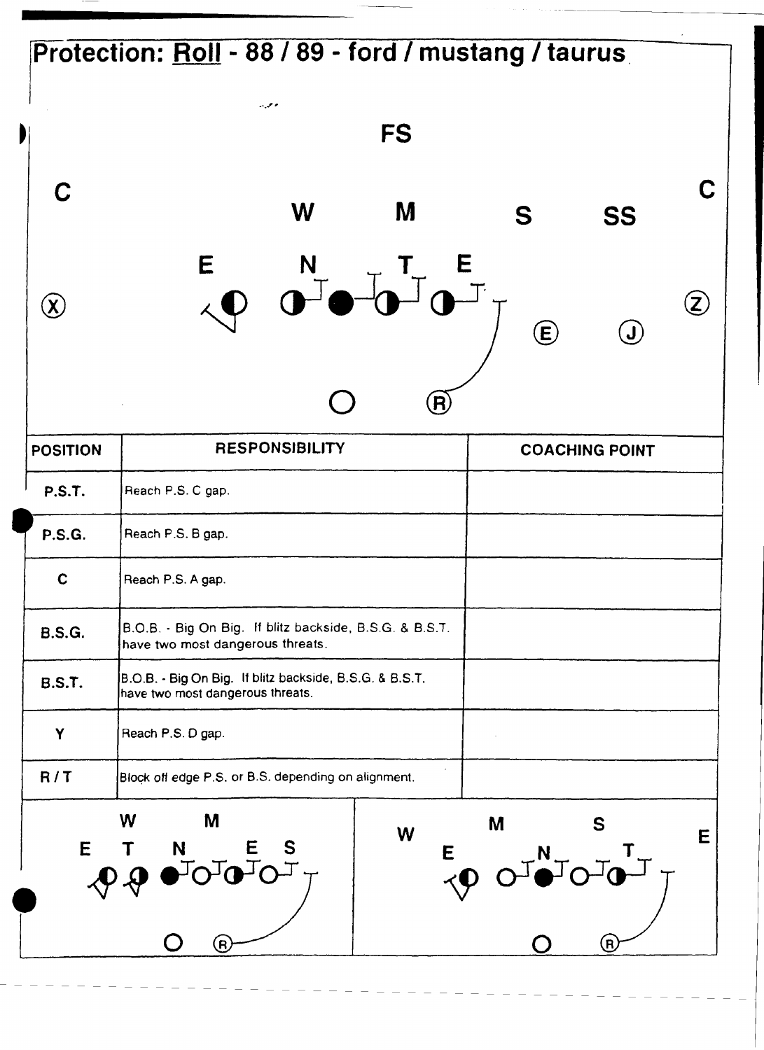# Protection: Roll - 88 / 89 - ford / mustang / taurus

| POSITION | RESPONSIBILITY | COACHING POINT |
| --- | --- | --- |
| P.S.T. | Reach P.S. C gap. | |
| P.S.G. | Reach P.S. B gap. | |
| C | Reach P.S. A gap. | |
| B.S.G. | B.O.B. - Big On Big. If blitz backside, B.S.G. & B.S.T. have two most dangerous threats. | |
| B.S.T. | B.O.B. - Big On Big. If blitz backside, B.S.G. & B.S.T. have two most dangerous threats. | |
| Y | Reach P.S. D gap. | |
| R / T | Block off edge P.S. or B.S. depending on alignment. | |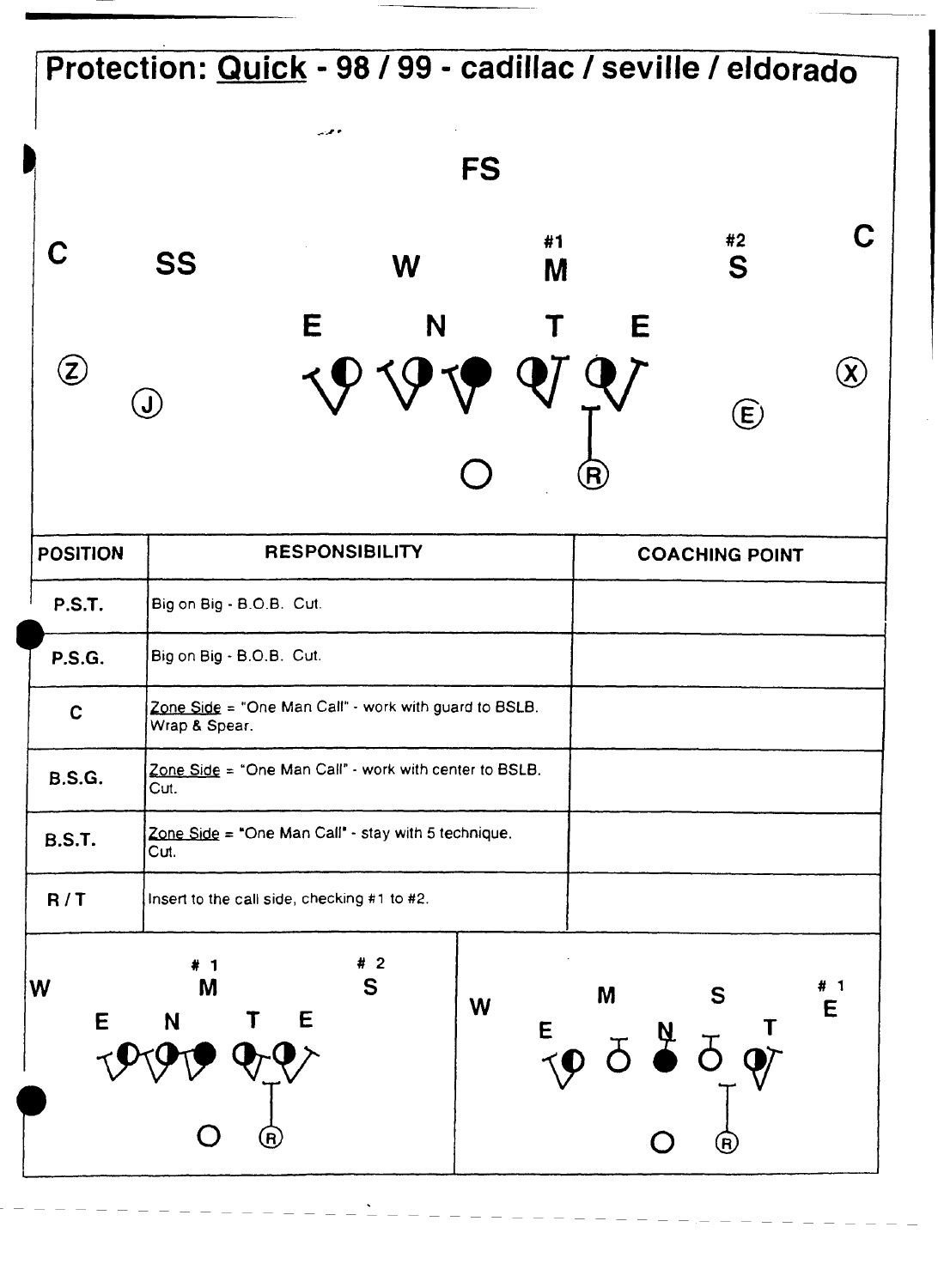# Protection: Quick - 98 / 99 - cadillac / seville / eldorado

FS

C SS W #1 M #2 S C

E N T E

Z J E X

O R

| POSITION | RESPONSIBILITY | COACHING POINT |
|---|---|---|
| P.S.T. | Big on Big - B.O.B. Cut. | |
| P.S.G. | Big on Big - B.O.B. Cut. | |
| C | Zone Side = "One Man Call" - work with guard to BSLB. Wrap & Spear. | |
| B.S.G. | Zone Side = "One Man Call" - work with center to BSLB. Cut. | |
| B.S.T. | Zone Side = "One Man Call" - stay with 5 technique. Cut. | |
| R / T | Insert to the call side, checking #1 to #2. | |

W #1 M #2 S

E N T E

O R

W M S #1 E

E N T

O R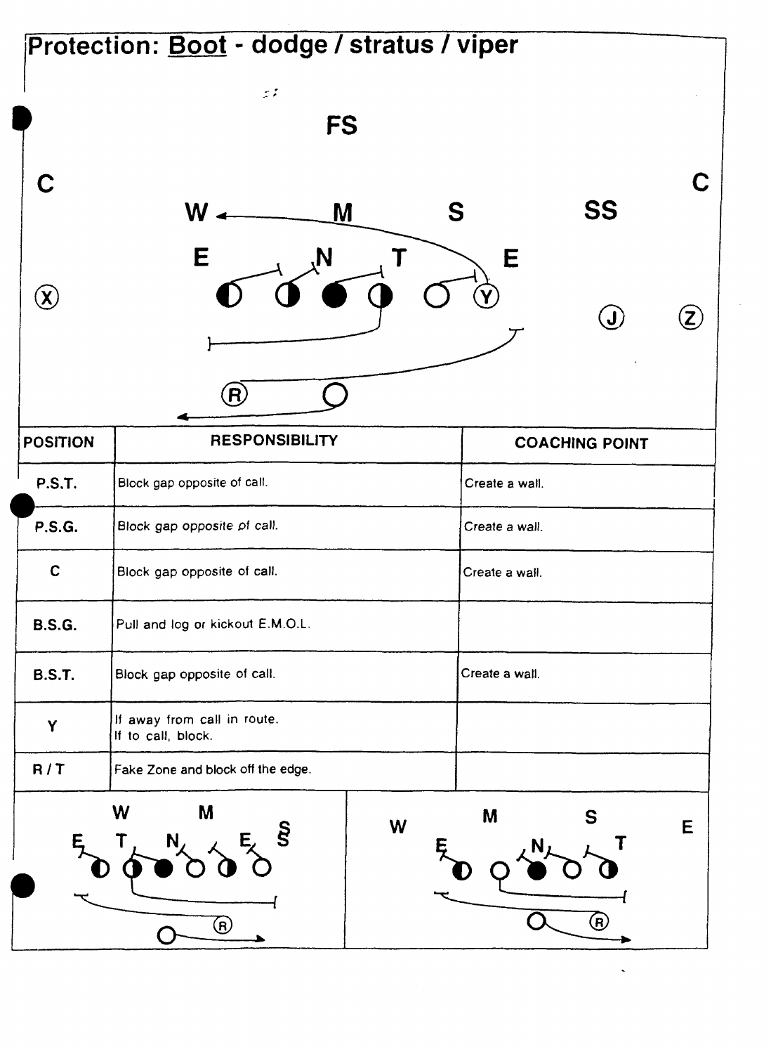# Protection: Boot - dodge / stratus / viper

| POSITION | RESPONSIBILITY | COACHING POINT |
|---|---|---|
| P.S.T. | Block gap opposite of call. | Create a wall. |
| P.S.G. | Block gap opposite of call. | Create a wall. |
| C | Block gap opposite of call. | Create a wall. |
| B.S.G. | Pull and log or kickout E.M.O.L. | |
| B.S.T. | Block gap opposite of call. | Create a wall. |
| Y | If away from call in route.<br>If to call, block. | |
| R / T | Fake Zone and block off the edge. | |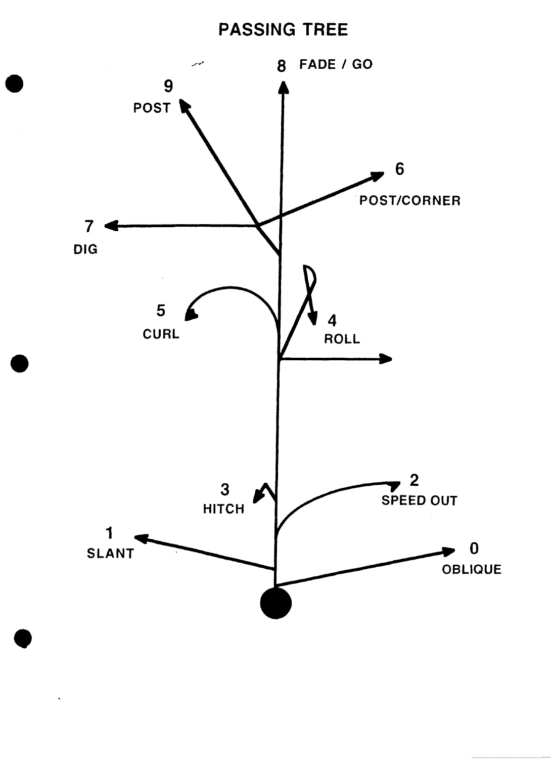# PASSING TREE

8 FADE / GO

9 POST

6 POST/CORNER

7 DIG

5 CURL

4 ROLL

3 HITCH

2 SPEED OUT

1 SLANT

0 OBLIQUE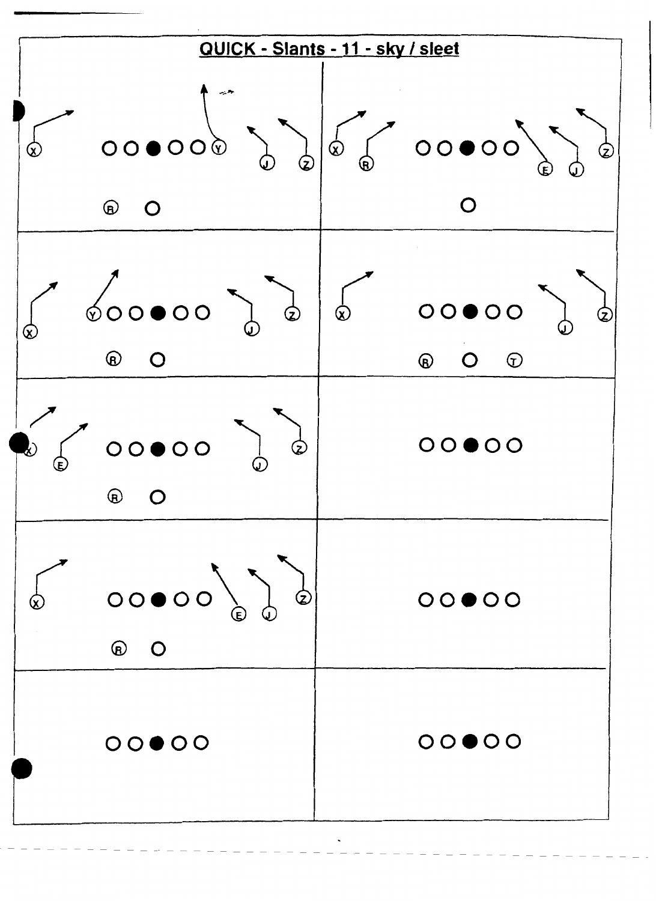# QUICK - Slants - 11 - sky / sleet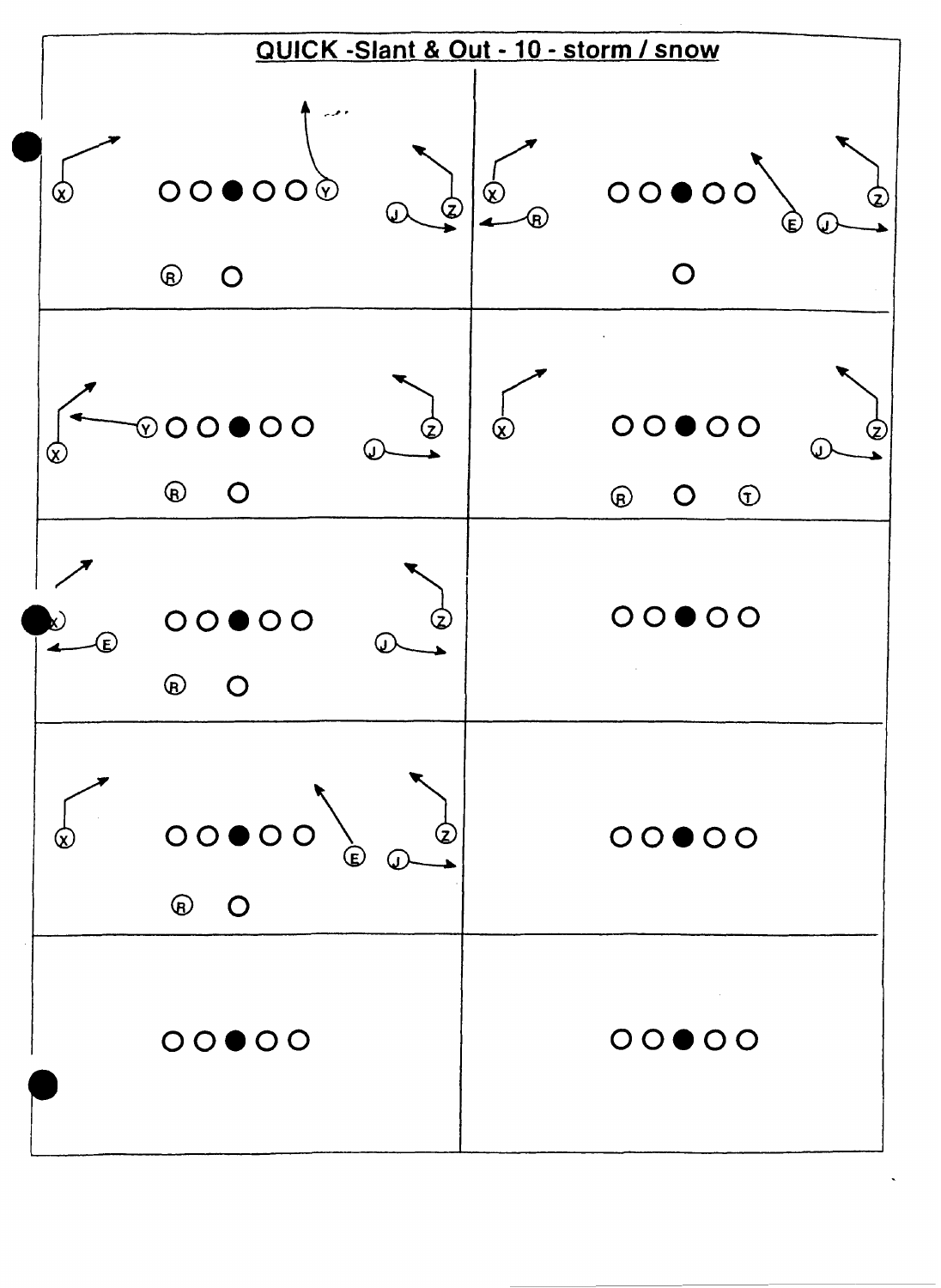# QUICK -Slant & Out - 10 - storm / snow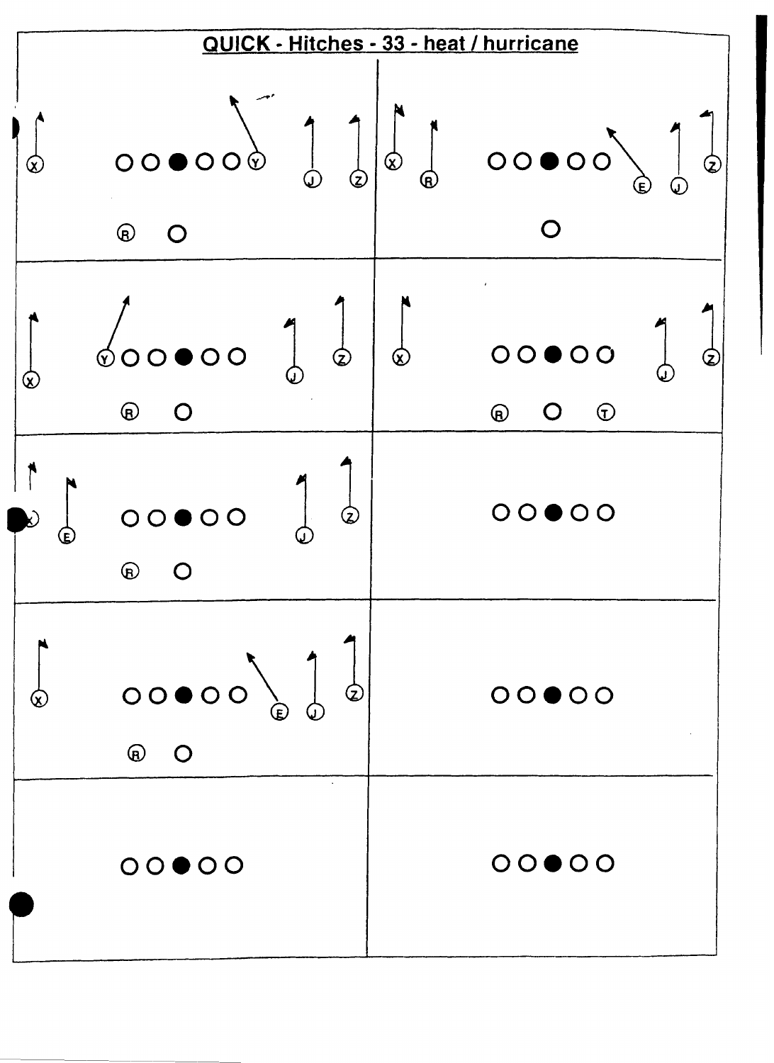# QUICK - Hitches - 33 - heat / hurricane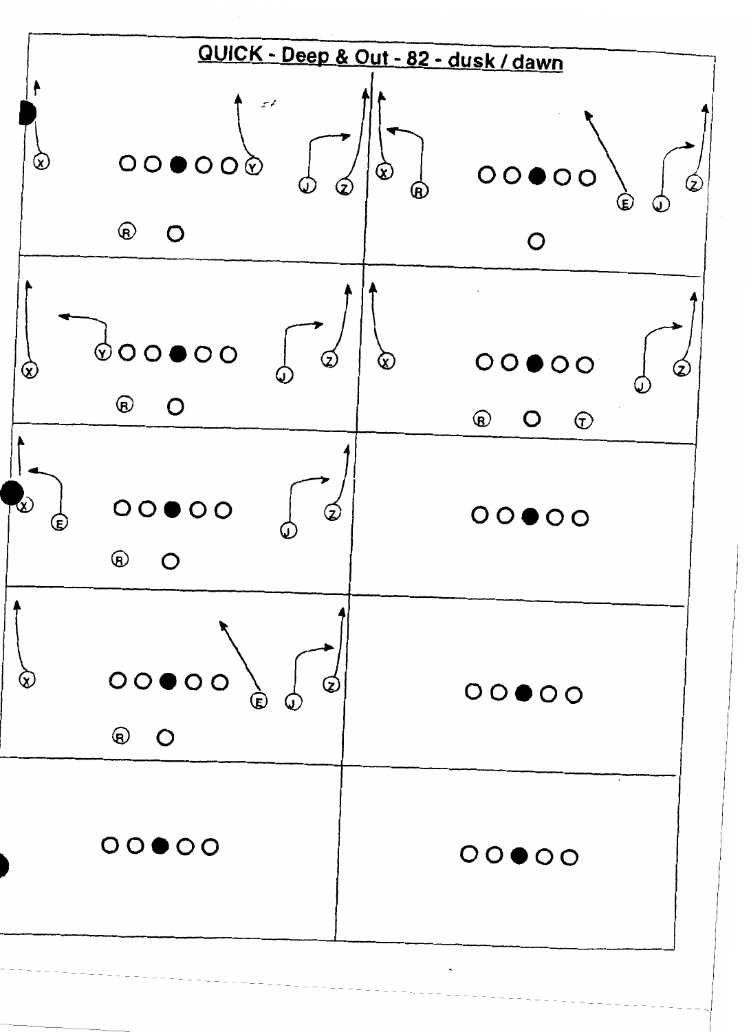# QUICK - Deep & Out - 82 - dusk / dawn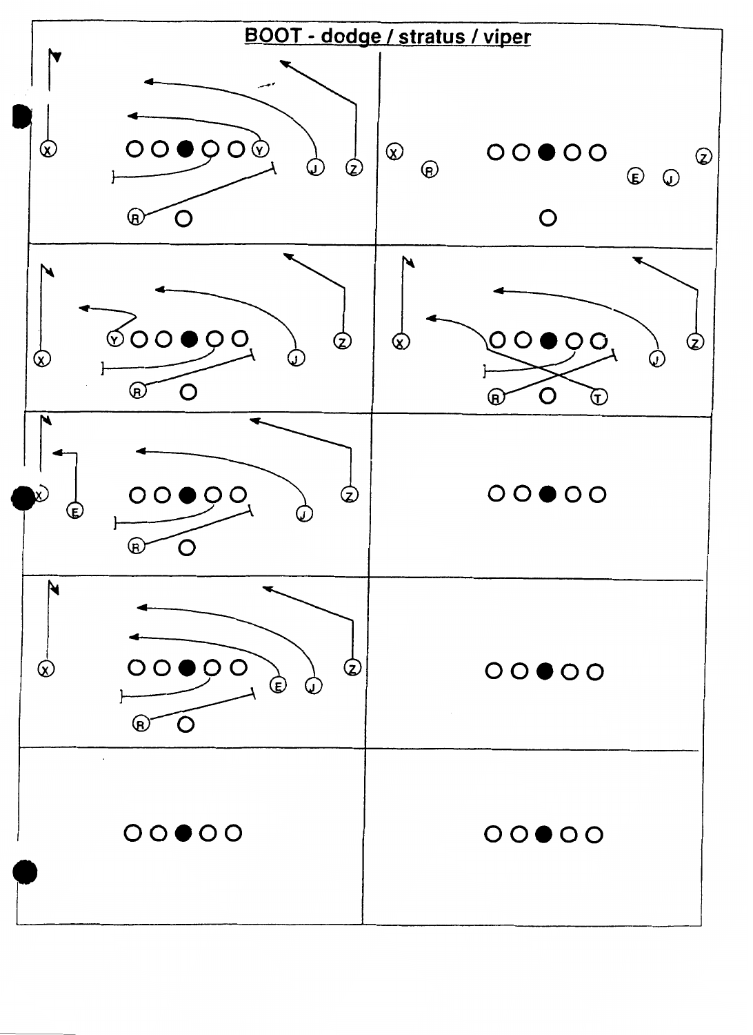# BOOT - dodge / stratus / viper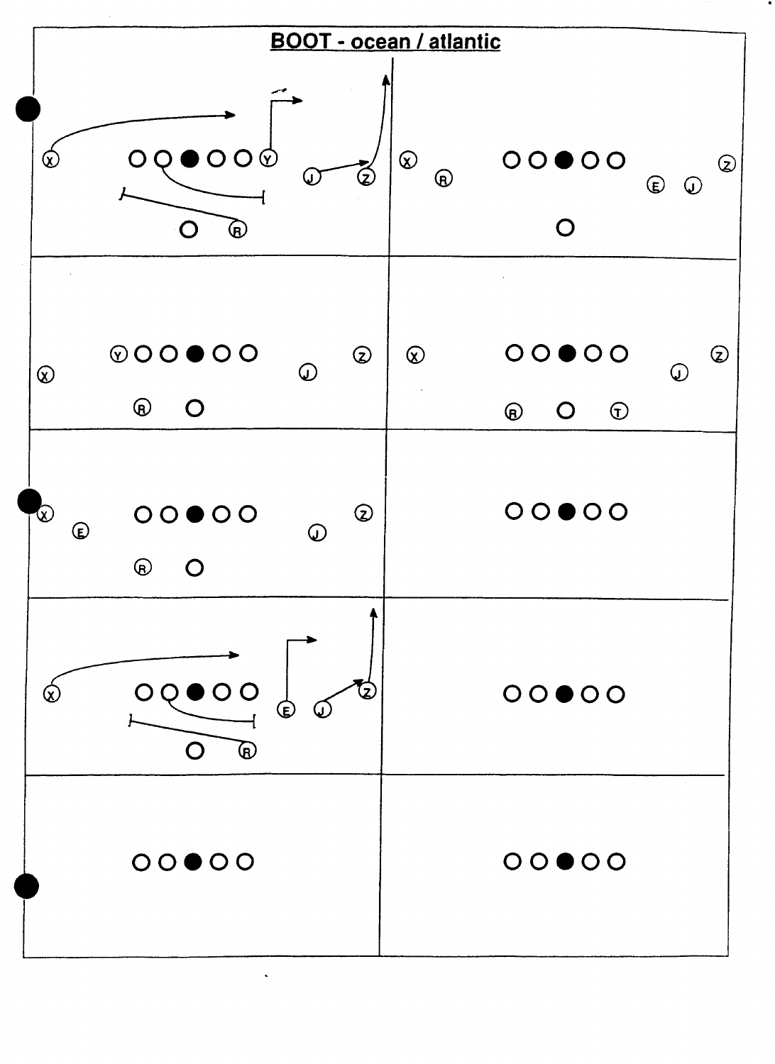# BOOT - ocean / atlantic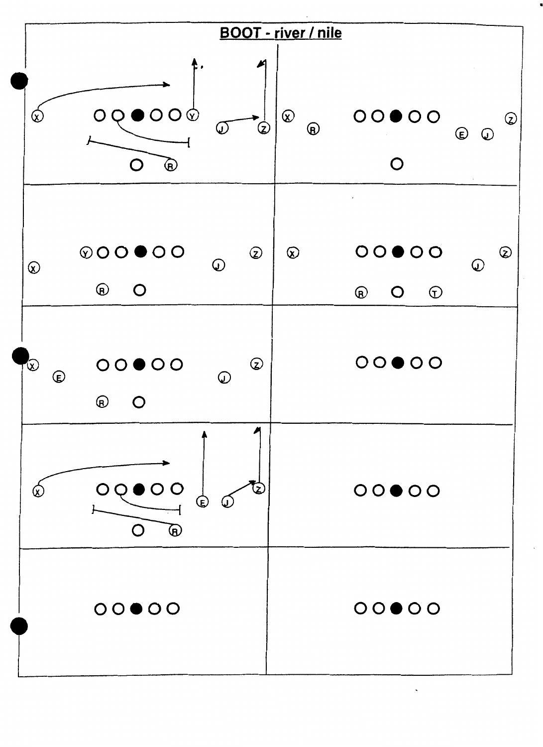# BOOT - river / nile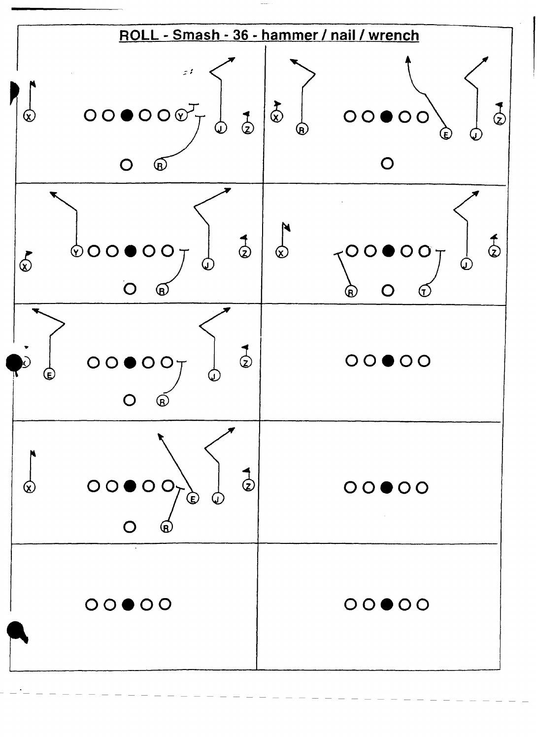## ROLL - Smash - 36 - hammer / nail / wrench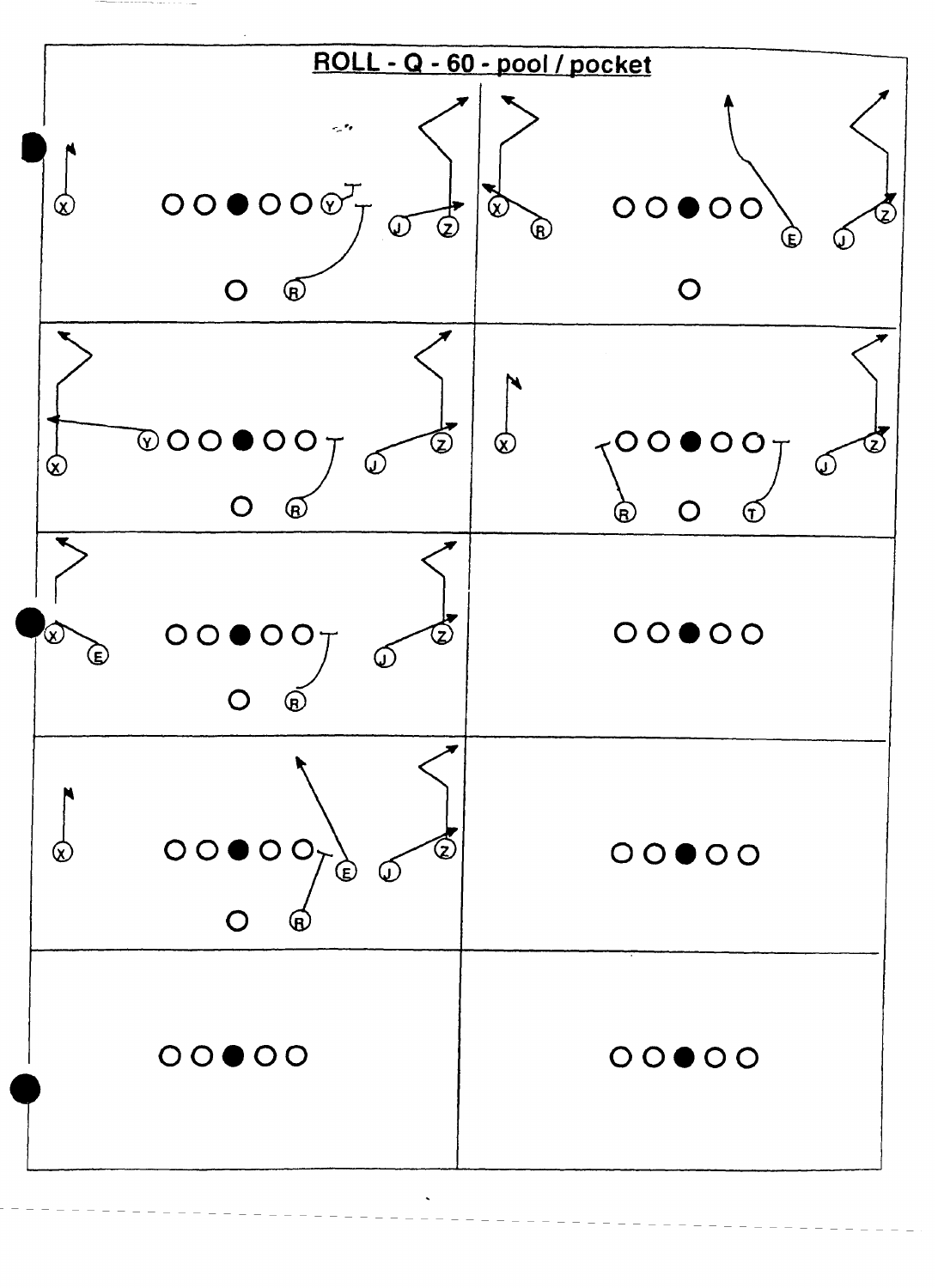# ROLL - Q - 60 - pool / pocket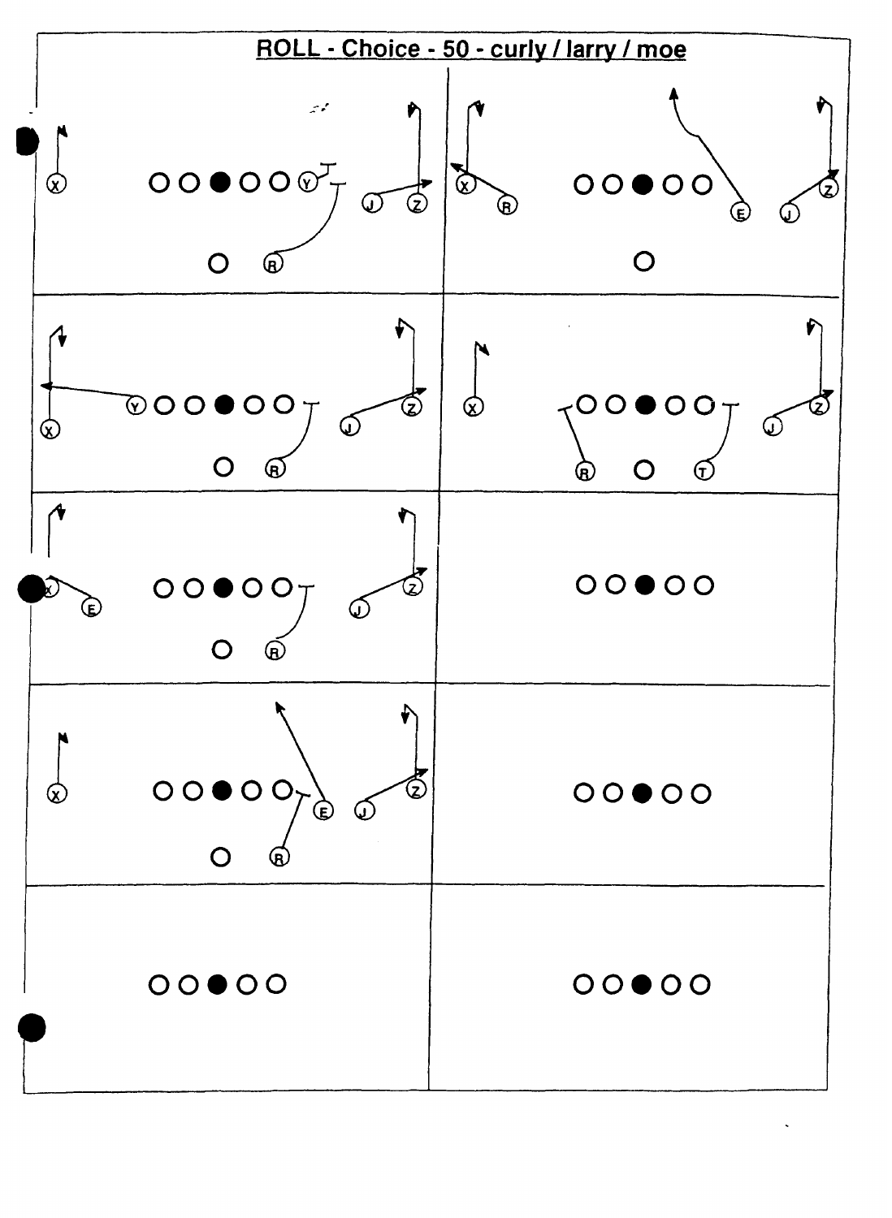# ROLL - Choice - 50 - curly / larry / moe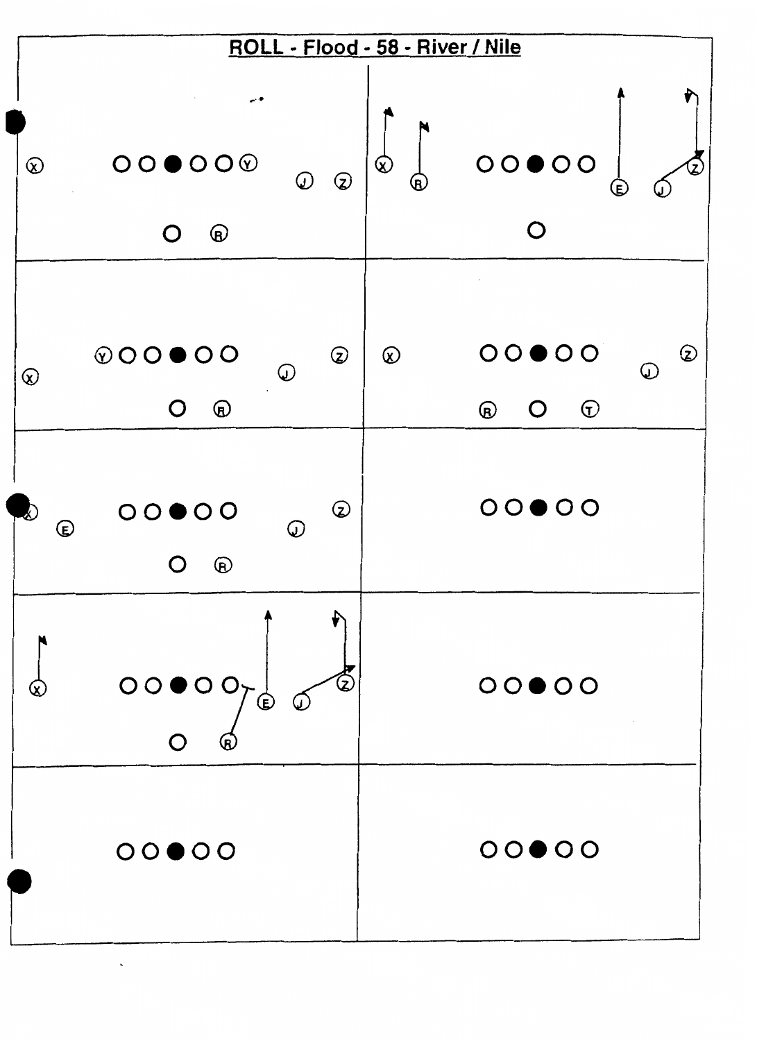# ROLL - Flood - 58 - River / Nile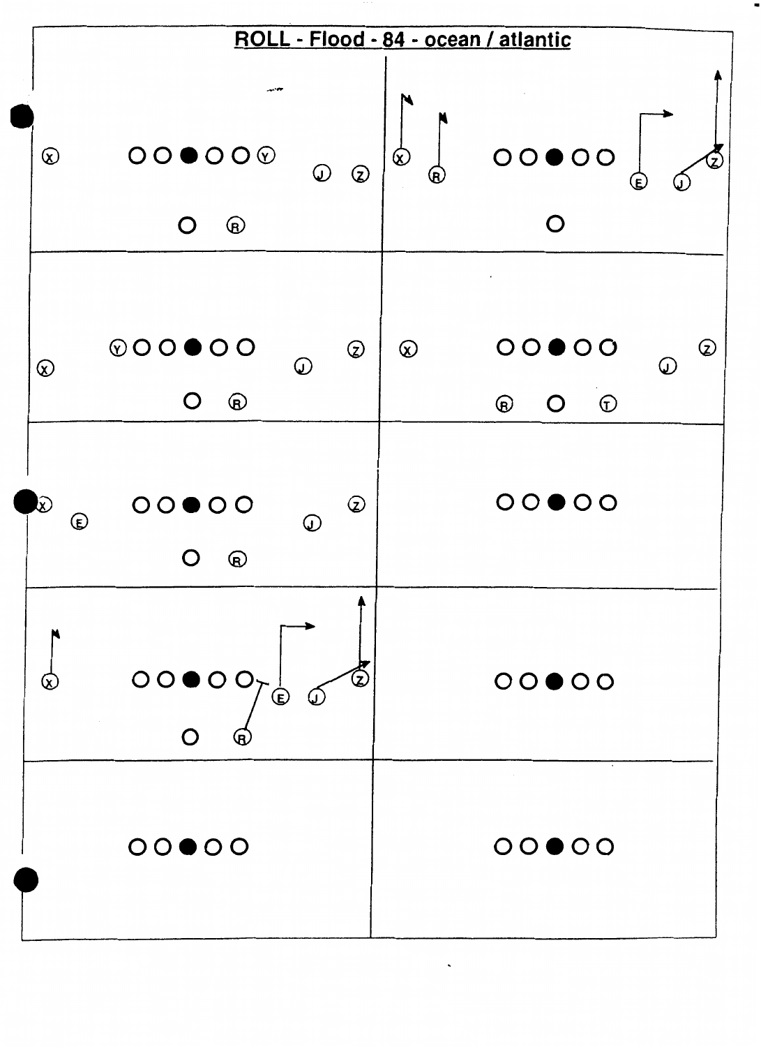# ROLL - Flood - 84 - ocean / atlantic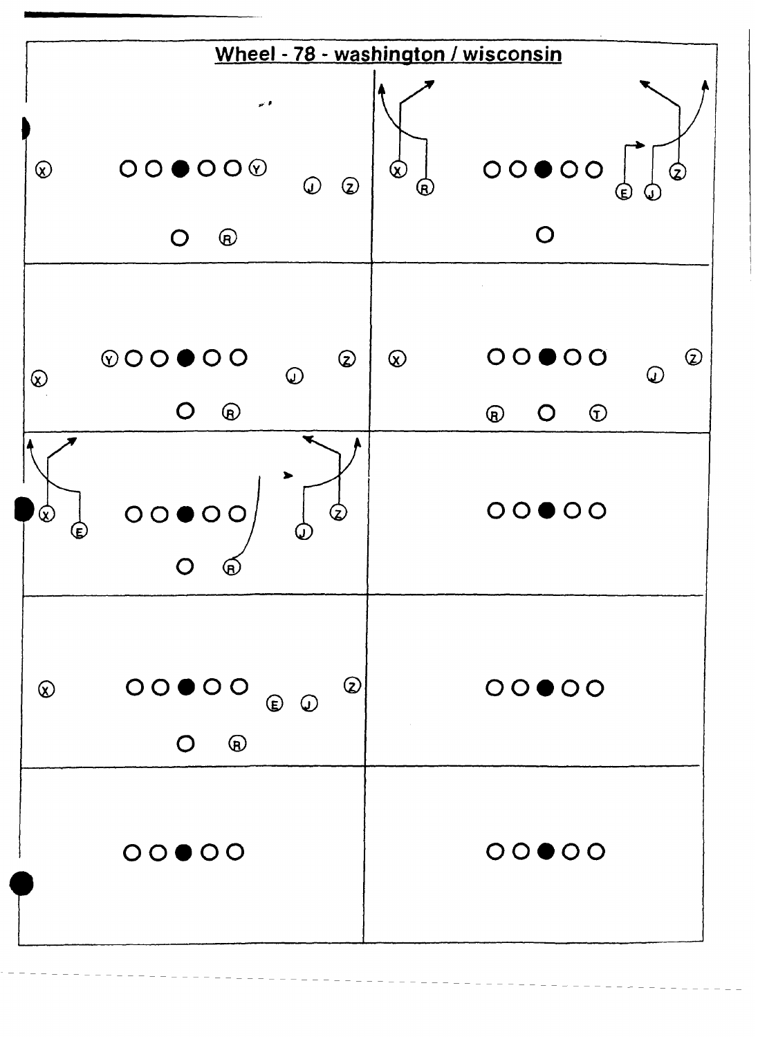## Wheel - 78 - washington / wisconsin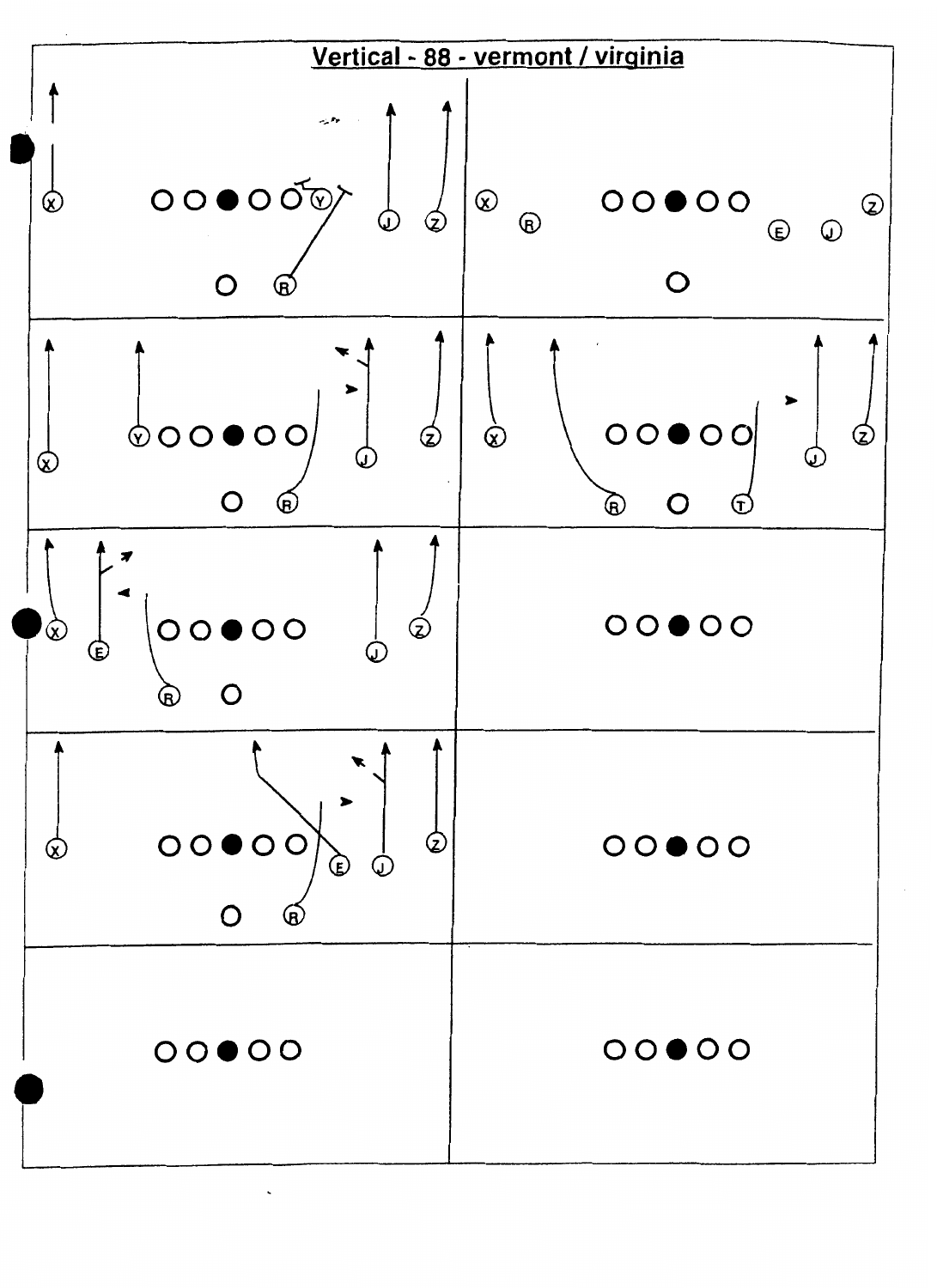# Vertical - 88 - vermont / virginia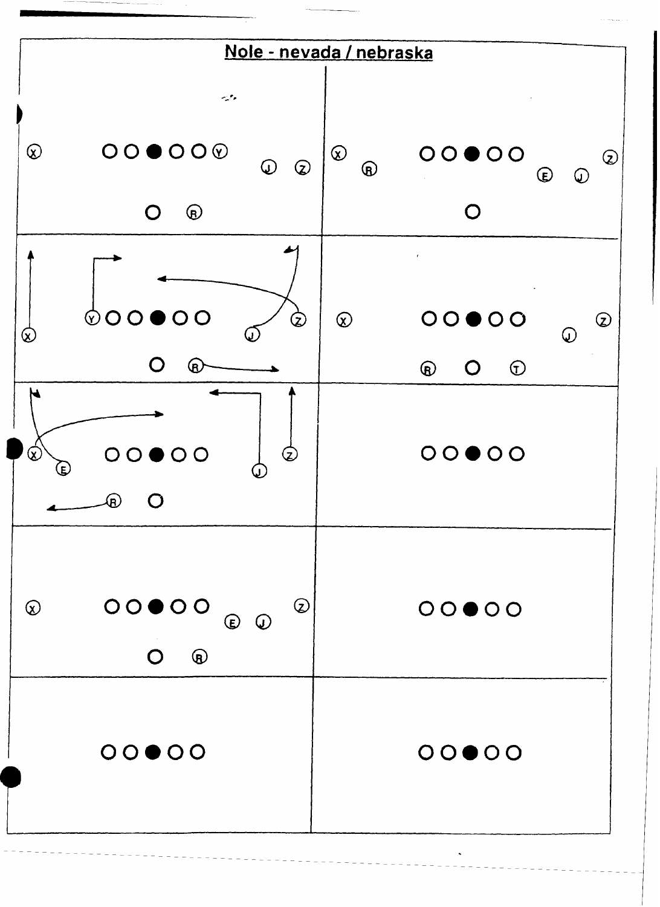# Nole - nevada / nebraska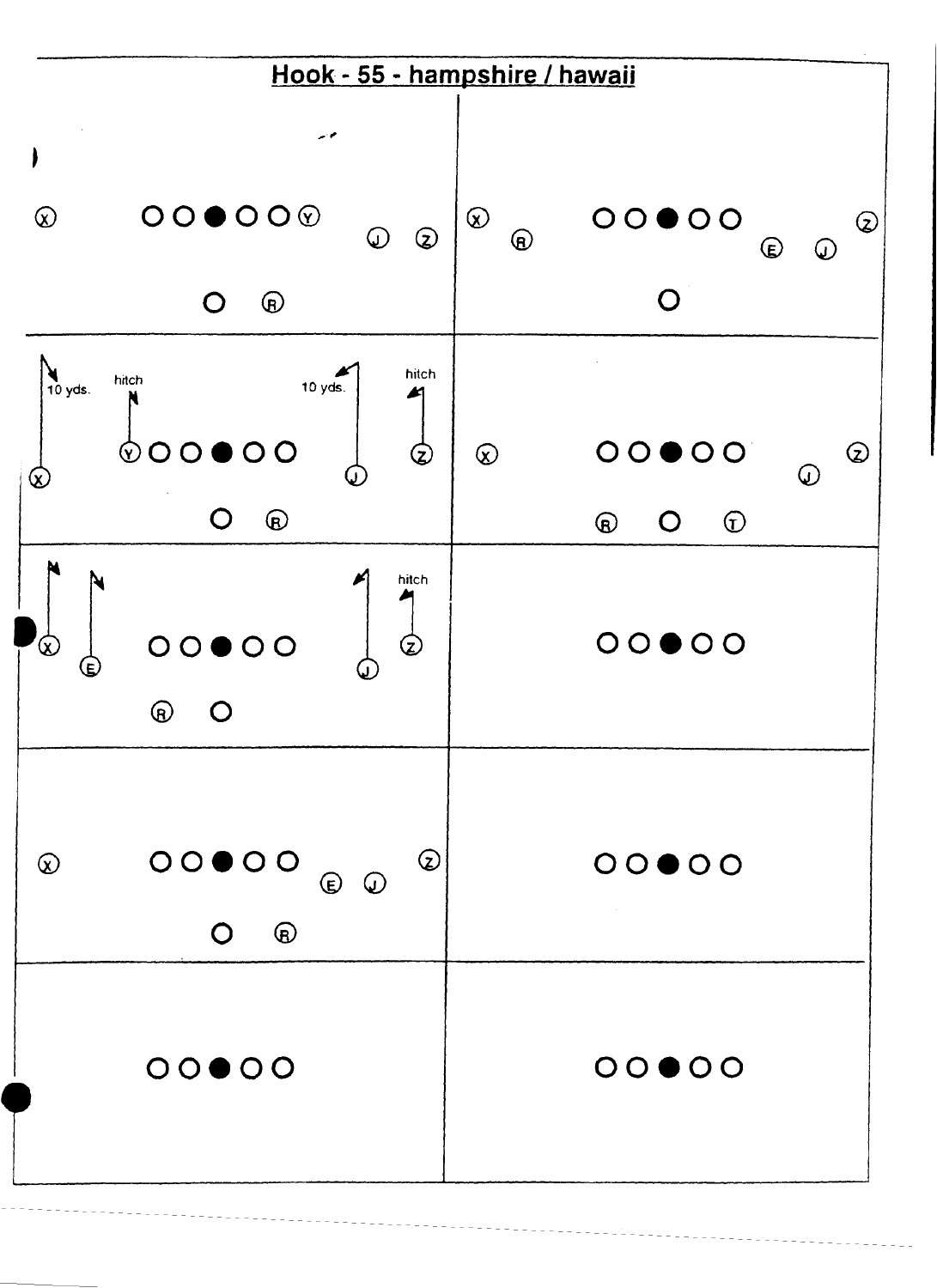# Hook - 55 - hampshire / hawaii

10 yds.

hitch

10 yds.

hitch

hitch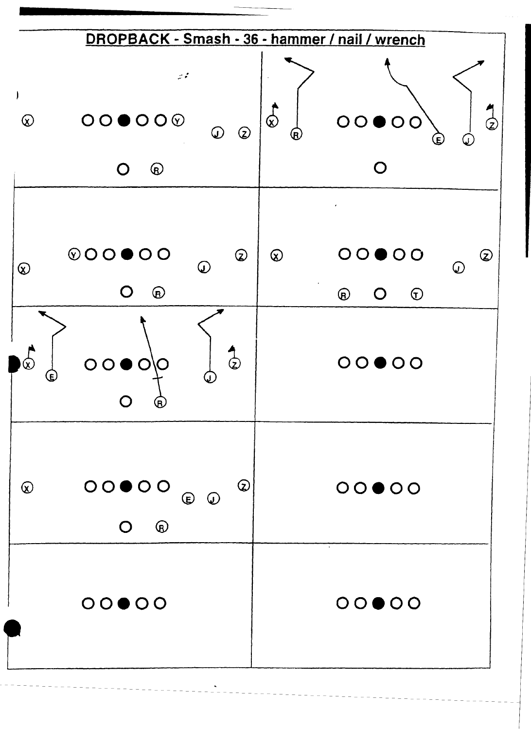# DROPBACK - Smash - 36 - hammer / nail / wrench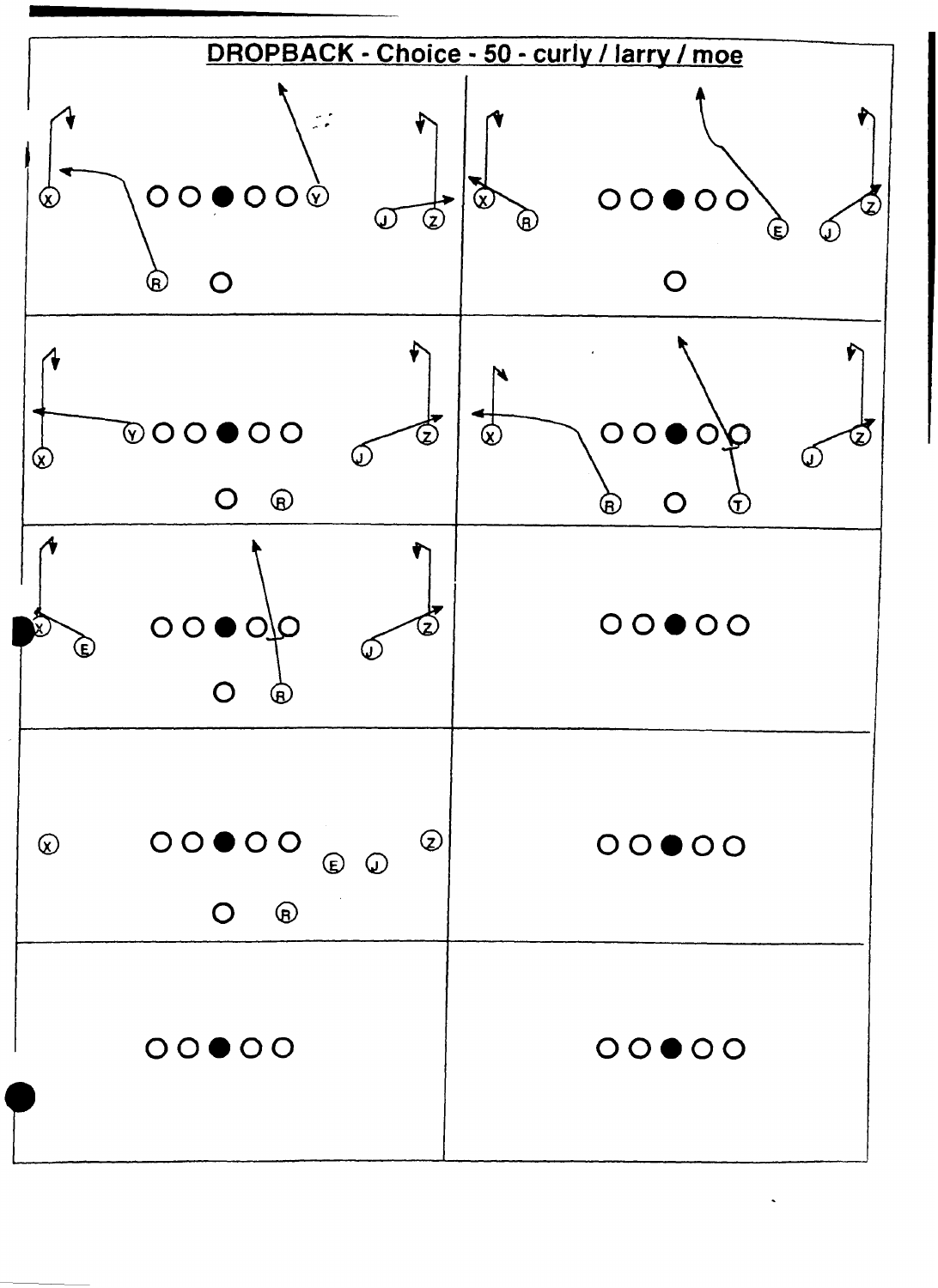# DROPBACK - Choice - 50 - curly / larry / moe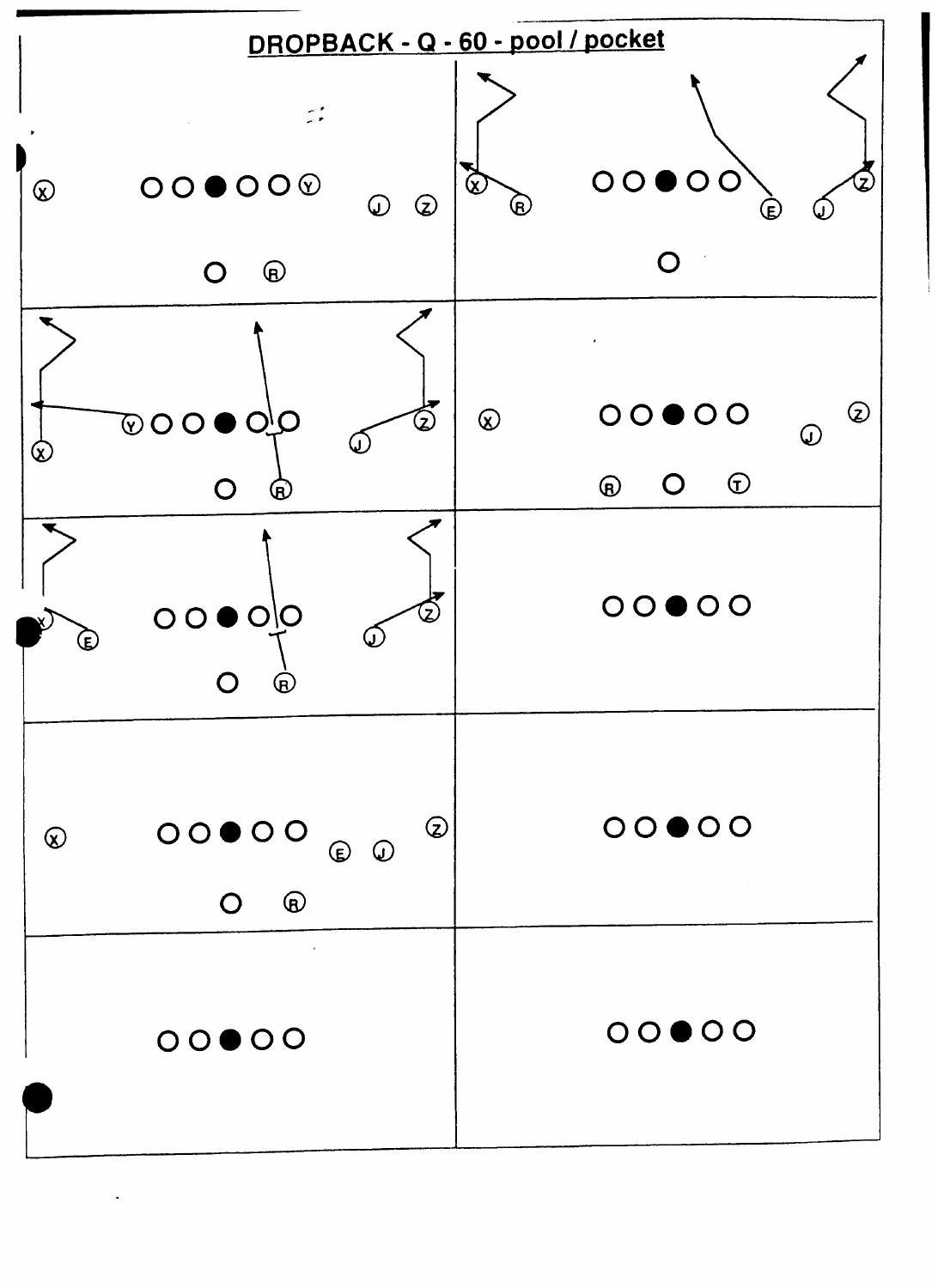# DROPBACK - Q - 60 - pool / pocket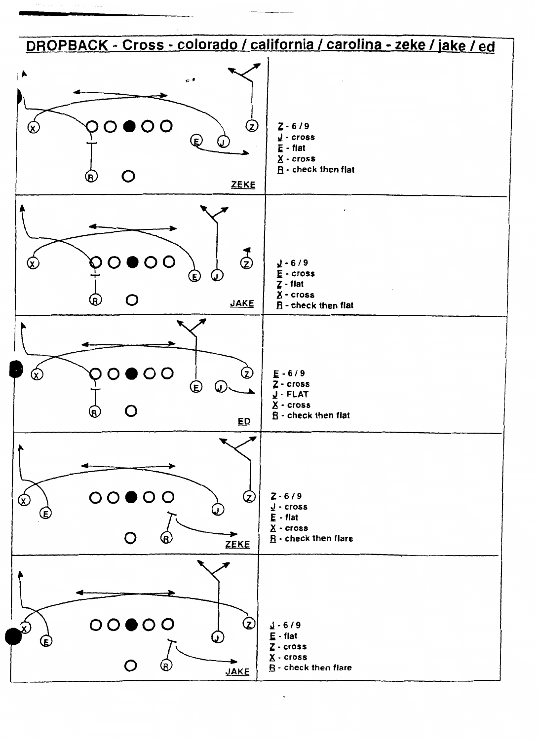## DROPBACK - Cross - colorado / california / carolina - zeke / jake / ed

**ZEKE**

Z - 6 / 9
J - cross
E - flat
X - cross
R - check then flat

**JAKE**

J - 6 / 9
E - cross
Z - flat
X - cross
R - check then flat

**ED**

E - 6 / 9
Z - cross
J - FLAT
X - cross
R - check then flat

**ZEKE**

Z - 6 / 9
J - cross
E - flat
X - cross
R - check then flare

**JAKE**

J - 6 / 9
E - flat
Z - cross
X - cross
R - check then flare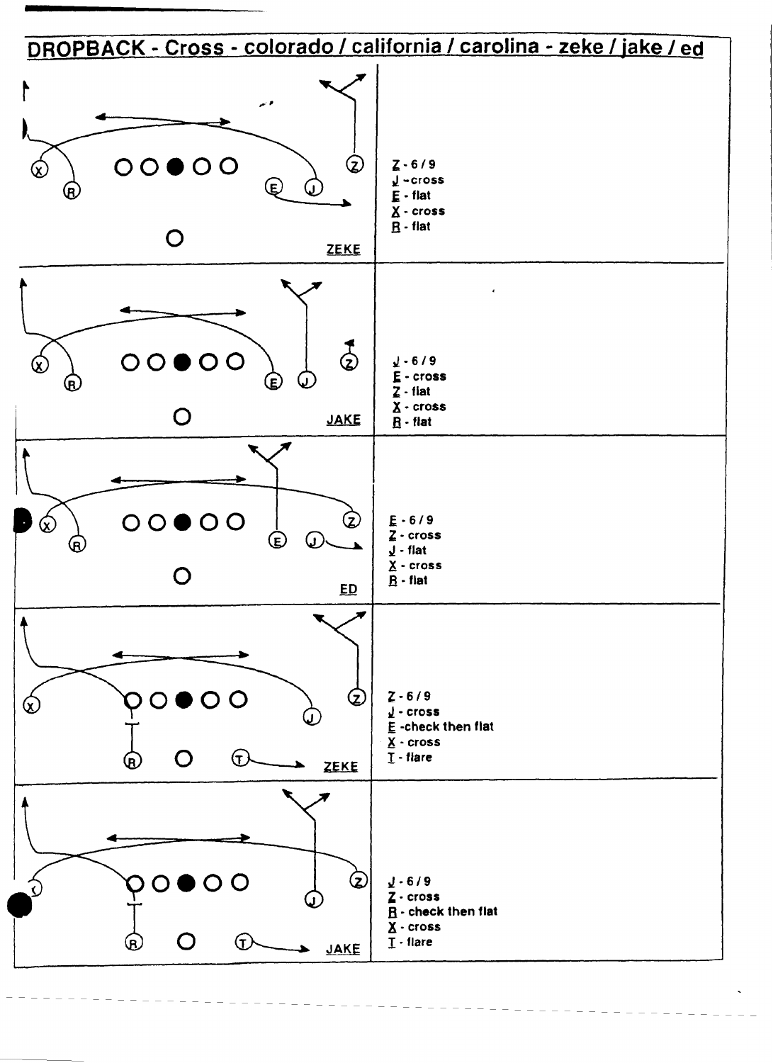## DROPBACK - Cross - colorado / california / carolina - zeke / jake / ed

ZEKE

Z - 6 / 9
J - cross
E - flat
X - cross
R - flat

JAKE

J - 6 / 9
E - cross
Z - flat
X - cross
R - flat

ED

E - 6 / 9
Z - cross
J - flat
X - cross
R - flat

ZEKE

Z - 6 / 9
J - cross
E - check then flat
X - cross
T - flare

JAKE

J - 6 / 9
Z - cross
R - check then flat
X - cross
T - flare